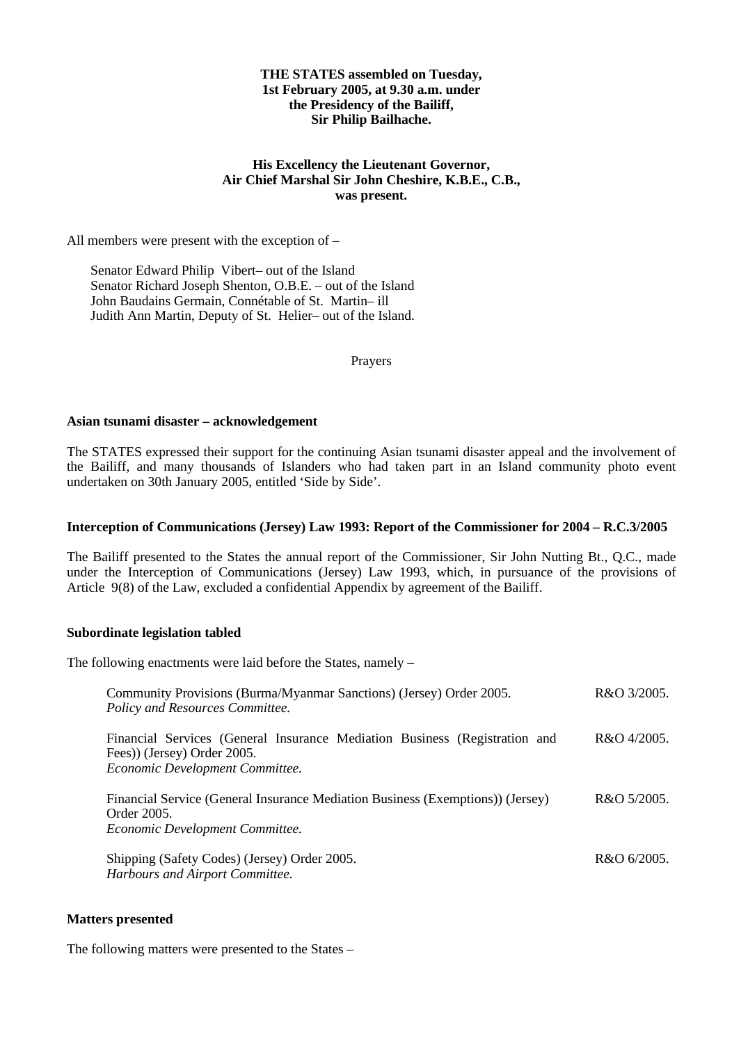**THE STATES assembled on Tuesday, 1st February 2005, at 9.30 a.m. under the Presidency of the Bailiff, Sir Philip Bailhache.**

**His Excellency the Lieutenant Governor, Air Chief Marshal Sir John Cheshire, K.B.E., C.B., was present.**

All members were present with the exception of –

Senator Edward Philip Vibert– out of the Island
Senator Richard Joseph Shenton, O.B.E. – out of the Island
John Baudains Germain, Connétable of St. Martin– ill
Judith Ann Martin, Deputy of St. Helier– out of the Island.

Prayers

**Asian tsunami disaster – acknowledgement**

The STATES expressed their support for the continuing Asian tsunami disaster appeal and the involvement of the Bailiff, and many thousands of Islanders who had taken part in an Island community photo event undertaken on 30th January 2005, entitled 'Side by Side'.

**Interception of Communications (Jersey) Law 1993: Report of the Commissioner for 2004 – R.C.3/2005**

The Bailiff presented to the States the annual report of the Commissioner, Sir John Nutting Bt., Q.C., made under the Interception of Communications (Jersey) Law 1993, which, in pursuance of the provisions of Article 9(8) of the Law, excluded a confidential Appendix by agreement of the Bailiff.

**Subordinate legislation tabled**

The following enactments were laid before the States, namely –

| | |
|---|---|
| Community Provisions (Burma/Myanmar Sanctions) (Jersey) Order 2005. *Policy and Resources Committee.* | R&O 3/2005. |
| Financial Services (General Insurance Mediation Business (Registration and Fees)) (Jersey) Order 2005. *Economic Development Committee.* | R&O 4/2005. |
| Financial Service (General Insurance Mediation Business (Exemptions)) (Jersey) Order 2005. *Economic Development Committee.* | R&O 5/2005. |
| Shipping (Safety Codes) (Jersey) Order 2005. *Harbours and Airport Committee.* | R&O 6/2005. |

**Matters presented**

The following matters were presented to the States –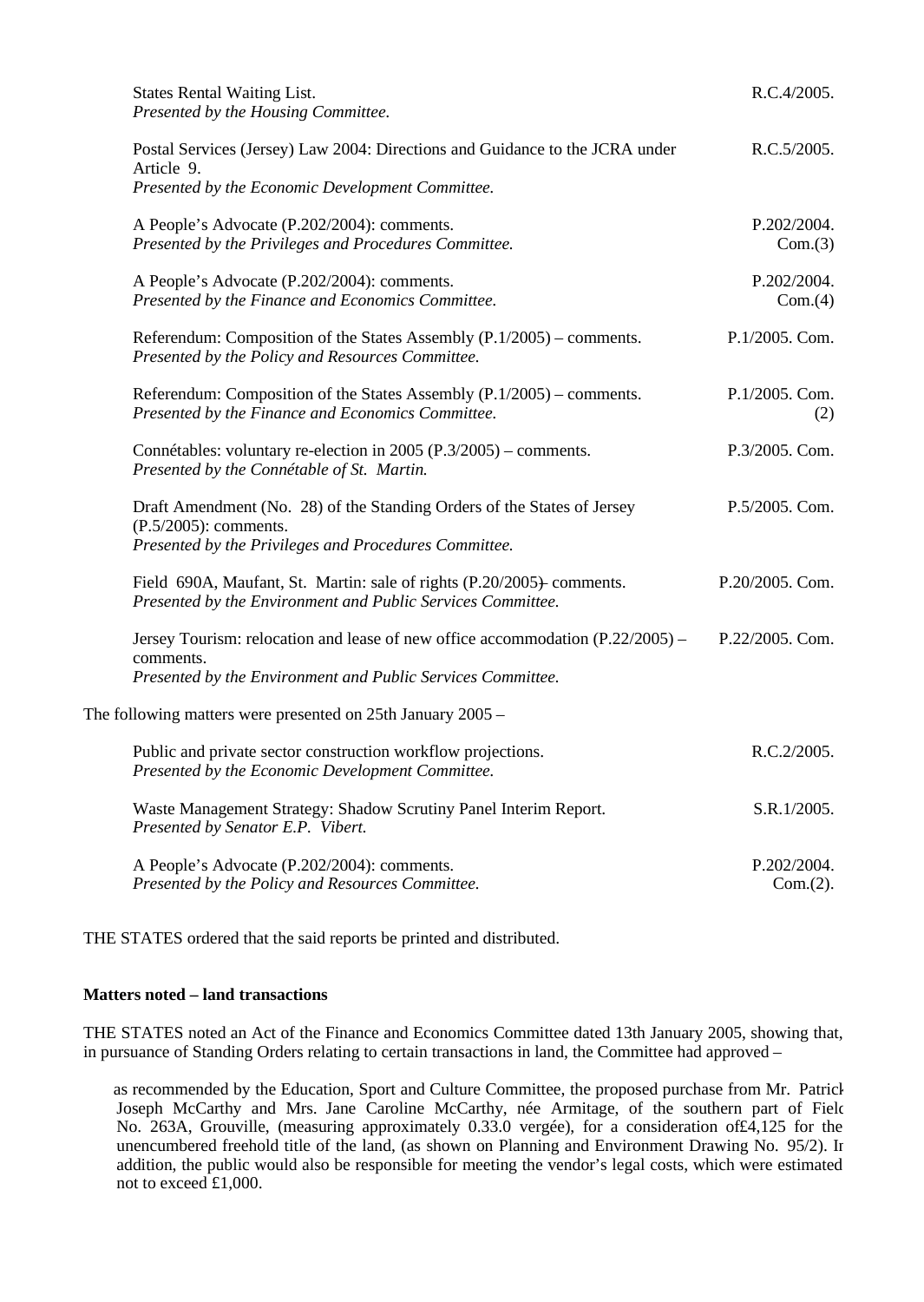States Rental Waiting List. R.C.4/2005.
*Presented by the Housing Committee.*

Postal Services (Jersey) Law 2004: Directions and Guidance to the JCRA under Article 9. R.C.5/2005.
*Presented by the Economic Development Committee.*

A People's Advocate (P.202/2004): comments. P.202/2004. Com.(3)
*Presented by the Privileges and Procedures Committee.*

A People's Advocate (P.202/2004): comments. P.202/2004. Com.(4)
*Presented by the Finance and Economics Committee.*

Referendum: Composition of the States Assembly (P.1/2005) – comments. P.1/2005. Com.
*Presented by the Policy and Resources Committee.*

Referendum: Composition of the States Assembly (P.1/2005) – comments. P.1/2005. Com. (2)
*Presented by the Finance and Economics Committee.*

Connétables: voluntary re-election in 2005 (P.3/2005) – comments. P.3/2005. Com.
*Presented by the Connétable of St. Martin.*

Draft Amendment (No. 28) of the Standing Orders of the States of Jersey (P.5/2005): comments. P.5/2005. Com.
*Presented by the Privileges and Procedures Committee.*

Field 690A, Maufant, St. Martin: sale of rights (P.20/2005) – comments. P.20/2005. Com.
*Presented by the Environment and Public Services Committee.*

Jersey Tourism: relocation and lease of new office accommodation (P.22/2005) – comments. P.22/2005. Com.
*Presented by the Environment and Public Services Committee.*

The following matters were presented on 25th January 2005 –

Public and private sector construction workflow projections. R.C.2/2005.
*Presented by the Economic Development Committee.*

Waste Management Strategy: Shadow Scrutiny Panel Interim Report. S.R.1/2005.
*Presented by Senator E.P. Vibert.*

A People's Advocate (P.202/2004): comments. P.202/2004. Com.(2).
*Presented by the Policy and Resources Committee.*

THE STATES ordered that the said reports be printed and distributed.

**Matters noted – land transactions**

THE STATES noted an Act of the Finance and Economics Committee dated 13th January 2005, showing that, in pursuance of Standing Orders relating to certain transactions in land, the Committee had approved –

as recommended by the Education, Sport and Culture Committee, the proposed purchase from Mr. Patrick Joseph McCarthy and Mrs. Jane Caroline McCarthy, née Armitage, of the southern part of Field No. 263A, Grouville, (measuring approximately 0.33.0 vergée), for a consideration of £4,125 for the unencumbered freehold title of the land, (as shown on Planning and Environment Drawing No. 95/2). In addition, the public would also be responsible for meeting the vendor's legal costs, which were estimated not to exceed £1,000.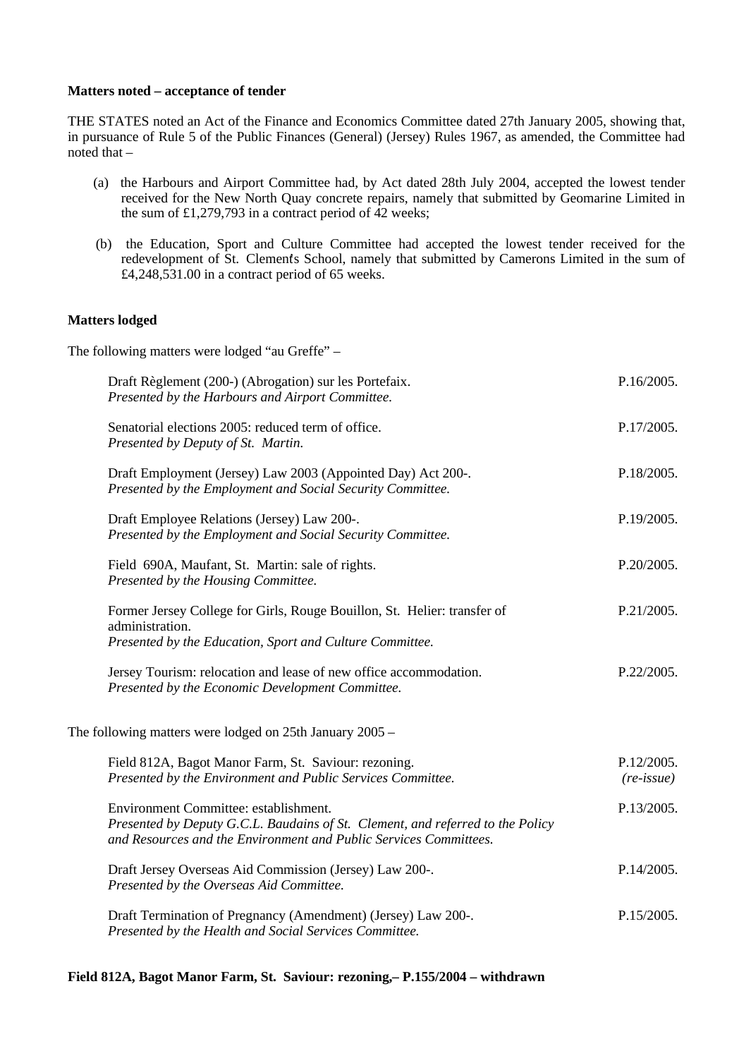**Matters noted – acceptance of tender**

THE STATES noted an Act of the Finance and Economics Committee dated 27th January 2005, showing that, in pursuance of Rule 5 of the Public Finances (General) (Jersey) Rules 1967, as amended, the Committee had noted that –

(a) the Harbours and Airport Committee had, by Act dated 28th July 2004, accepted the lowest tender received for the New North Quay concrete repairs, namely that submitted by Geomarine Limited in the sum of £1,279,793 in a contract period of 42 weeks;

(b) the Education, Sport and Culture Committee had accepted the lowest tender received for the redevelopment of St. Clement's School, namely that submitted by Camerons Limited in the sum of £4,248,531.00 in a contract period of 65 weeks.

**Matters lodged**

The following matters were lodged "au Greffe" –

| | |
|---|---|
| Draft Règlement (200-) (Abrogation) sur les Portefaix.<br>*Presented by the Harbours and Airport Committee.* | P.16/2005. |
| Senatorial elections 2005: reduced term of office.<br>*Presented by Deputy of St. Martin.* | P.17/2005. |
| Draft Employment (Jersey) Law 2003 (Appointed Day) Act 200-.<br>*Presented by the Employment and Social Security Committee.* | P.18/2005. |
| Draft Employee Relations (Jersey) Law 200-.<br>*Presented by the Employment and Social Security Committee.* | P.19/2005. |
| Field 690A, Maufant, St. Martin: sale of rights.<br>*Presented by the Housing Committee.* | P.20/2005. |
| Former Jersey College for Girls, Rouge Bouillon, St. Helier: transfer of administration.<br>*Presented by the Education, Sport and Culture Committee.* | P.21/2005. |
| Jersey Tourism: relocation and lease of new office accommodation.<br>*Presented by the Economic Development Committee.* | P.22/2005. |

The following matters were lodged on 25th January 2005 –

| | |
|---|---|
| Field 812A, Bagot Manor Farm, St. Saviour: rezoning.<br>*Presented by the Environment and Public Services Committee.* | P.12/2005.<br>*(re-issue)* |
| Environment Committee: establishment.<br>*Presented by Deputy G.C.L. Baudains of St. Clement, and referred to the Policy and Resources and the Environment and Public Services Committees.* | P.13/2005. |
| Draft Jersey Overseas Aid Commission (Jersey) Law 200-.<br>*Presented by the Overseas Aid Committee.* | P.14/2005. |
| Draft Termination of Pregnancy (Amendment) (Jersey) Law 200-.<br>*Presented by the Health and Social Services Committee.* | P.15/2005. |

**Field 812A, Bagot Manor Farm, St. Saviour: rezoning,– P.155/2004 – withdrawn**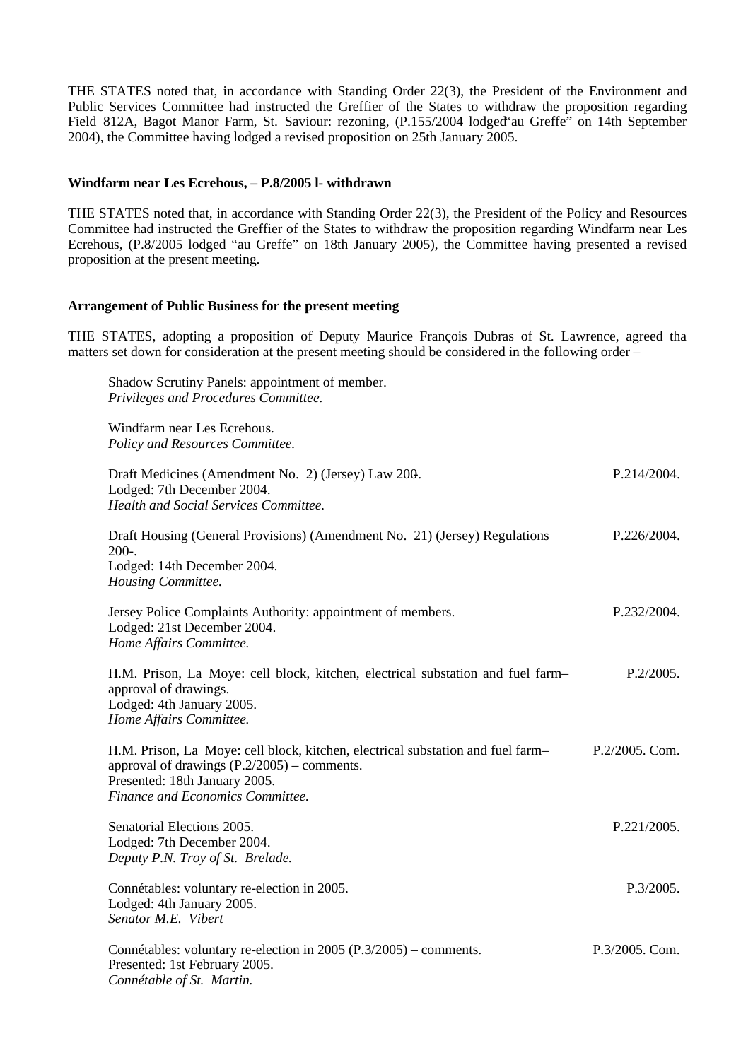THE STATES noted that, in accordance with Standing Order 22(3), the President of the Environment and Public Services Committee had instructed the Greffier of the States to withdraw the proposition regarding Field 812A, Bagot Manor Farm, St. Saviour: rezoning, (P.155/2004 lodged "au Greffe" on 14th September 2004), the Committee having lodged a revised proposition on 25th January 2005.

**Windfarm near Les Ecrehous, – P.8/2005 l- withdrawn**

THE STATES noted that, in accordance with Standing Order 22(3), the President of the Policy and Resources Committee had instructed the Greffier of the States to withdraw the proposition regarding Windfarm near Les Ecrehous, (P.8/2005 lodged "au Greffe" on 18th January 2005), the Committee having presented a revised proposition at the present meeting.

**Arrangement of Public Business for the present meeting**

THE STATES, adopting a proposition of Deputy Maurice François Dubras of St. Lawrence, agreed that matters set down for consideration at the present meeting should be considered in the following order –

| | |
|---|---|
| Shadow Scrutiny Panels: appointment of member.<br>*Privileges and Procedures Committee.* | |
| Windfarm near Les Ecrehous.<br>*Policy and Resources Committee.* | |
| Draft Medicines (Amendment No. 2) (Jersey) Law 200-.<br>Lodged: 7th December 2004.<br>*Health and Social Services Committee.* | P.214/2004. |
| Draft Housing (General Provisions) (Amendment No. 21) (Jersey) Regulations 200-.<br>Lodged: 14th December 2004.<br>*Housing Committee.* | P.226/2004. |
| Jersey Police Complaints Authority: appointment of members.<br>Lodged: 21st December 2004.<br>*Home Affairs Committee.* | P.232/2004. |
| H.M. Prison, La Moye: cell block, kitchen, electrical substation and fuel farm– approval of drawings.<br>Lodged: 4th January 2005.<br>*Home Affairs Committee.* | P.2/2005. |
| H.M. Prison, La Moye: cell block, kitchen, electrical substation and fuel farm– approval of drawings (P.2/2005) – comments.<br>Presented: 18th January 2005.<br>*Finance and Economics Committee.* | P.2/2005. Com. |
| Senatorial Elections 2005.<br>Lodged: 7th December 2004.<br>*Deputy P.N. Troy of St. Brelade.* | P.221/2005. |
| Connétables: voluntary re-election in 2005.<br>Lodged: 4th January 2005.<br>*Senator M.E. Vibert* | P.3/2005. |
| Connétables: voluntary re-election in 2005 (P.3/2005) – comments.<br>Presented: 1st February 2005.<br>*Connétable of St. Martin.* | P.3/2005. Com. |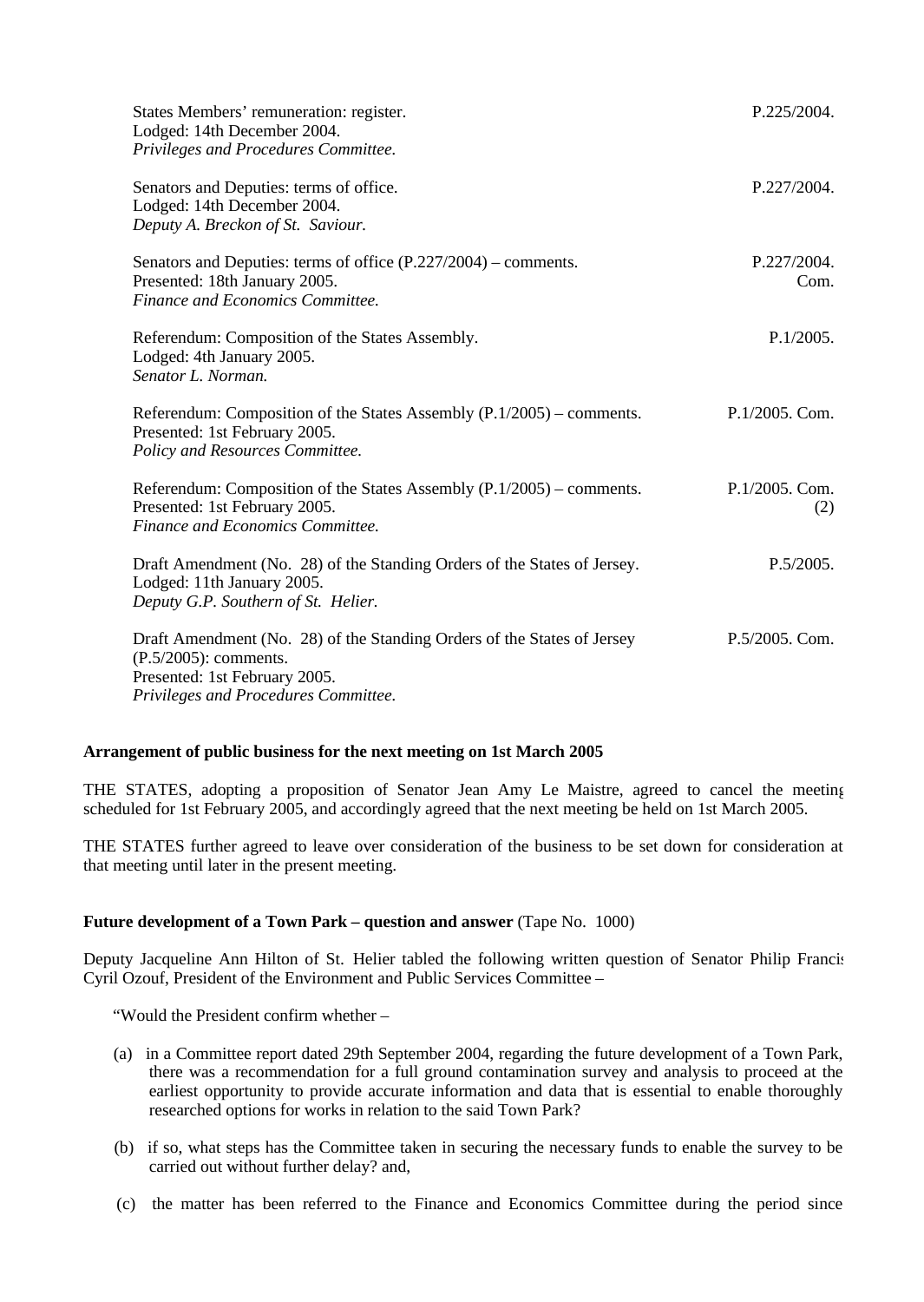States Members' remuneration: register.
Lodged: 14th December 2004.
*Privileges and Procedures Committee.*
P.225/2004.

Senators and Deputies: terms of office.
Lodged: 14th December 2004.
*Deputy A. Breckon of St. Saviour.*
P.227/2004.

Senators and Deputies: terms of office (P.227/2004) – comments.
Presented: 18th January 2005.
*Finance and Economics Committee.*
P.227/2004. Com.

Referendum: Composition of the States Assembly.
Lodged: 4th January 2005.
*Senator L. Norman.*
P.1/2005.

Referendum: Composition of the States Assembly (P.1/2005) – comments.
Presented: 1st February 2005.
*Policy and Resources Committee.*
P.1/2005. Com.

Referendum: Composition of the States Assembly (P.1/2005) – comments.
Presented: 1st February 2005.
*Finance and Economics Committee.*
P.1/2005. Com. (2)

Draft Amendment (No. 28) of the Standing Orders of the States of Jersey.
Lodged: 11th January 2005.
*Deputy G.P. Southern of St. Helier.*
P.5/2005.

Draft Amendment (No. 28) of the Standing Orders of the States of Jersey (P.5/2005): comments.
Presented: 1st February 2005.
*Privileges and Procedures Committee.*
P.5/2005. Com.

**Arrangement of public business for the next meeting on 1st March 2005**

THE STATES, adopting a proposition of Senator Jean Amy Le Maistre, agreed to cancel the meeting scheduled for 1st February 2005, and accordingly agreed that the next meeting be held on 1st March 2005.

THE STATES further agreed to leave over consideration of the business to be set down for consideration at that meeting until later in the present meeting.

**Future development of a Town Park – question and answer** (Tape No. 1000)

Deputy Jacqueline Ann Hilton of St. Helier tabled the following written question of Senator Philip Francis Cyril Ozouf, President of the Environment and Public Services Committee –

"Would the President confirm whether –

(a) in a Committee report dated 29th September 2004, regarding the future development of a Town Park, there was a recommendation for a full ground contamination survey and analysis to proceed at the earliest opportunity to provide accurate information and data that is essential to enable thoroughly researched options for works in relation to the said Town Park?

(b) if so, what steps has the Committee taken in securing the necessary funds to enable the survey to be carried out without further delay? and,

(c) the matter has been referred to the Finance and Economics Committee during the period since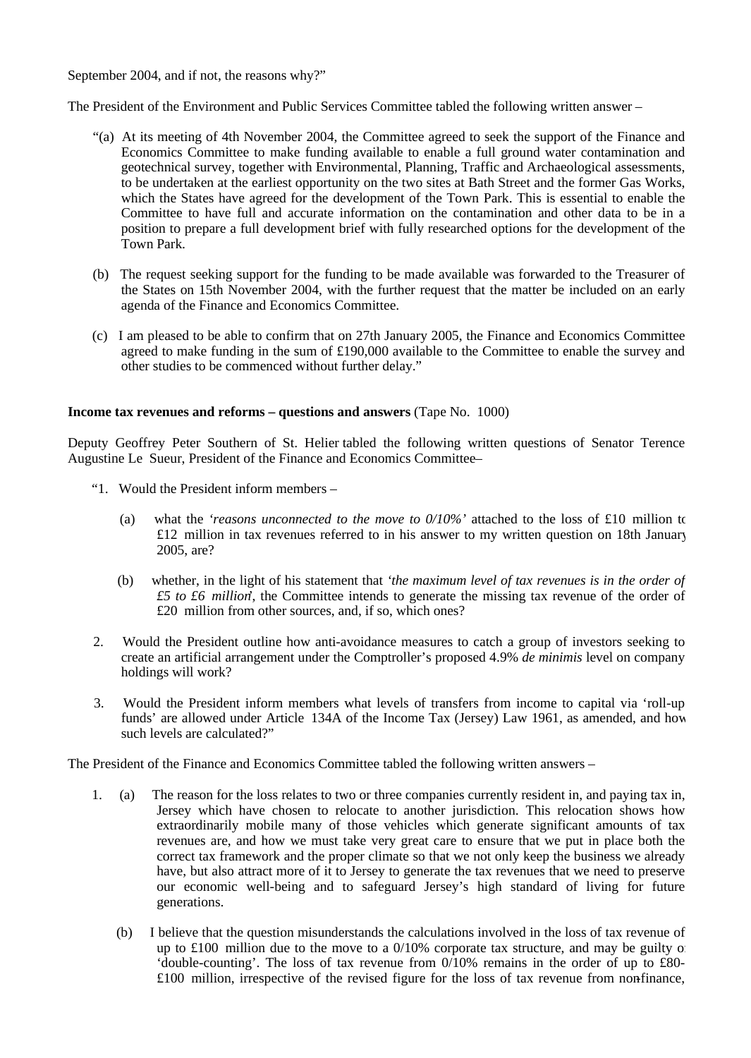September 2004, and if not, the reasons why?"

The President of the Environment and Public Services Committee tabled the following written answer –

"(a) At its meeting of 4th November 2004, the Committee agreed to seek the support of the Finance and Economics Committee to make funding available to enable a full ground water contamination and geotechnical survey, together with Environmental, Planning, Traffic and Archaeological assessments, to be undertaken at the earliest opportunity on the two sites at Bath Street and the former Gas Works, which the States have agreed for the development of the Town Park. This is essential to enable the Committee to have full and accurate information on the contamination and other data to be in a position to prepare a full development brief with fully researched options for the development of the Town Park.

(b) The request seeking support for the funding to be made available was forwarded to the Treasurer of the States on 15th November 2004, with the further request that the matter be included on an early agenda of the Finance and Economics Committee.

(c) I am pleased to be able to confirm that on 27th January 2005, the Finance and Economics Committee agreed to make funding in the sum of £190,000 available to the Committee to enable the survey and other studies to be commenced without further delay."

**Income tax revenues and reforms – questions and answers** (Tape No. 1000)

Deputy Geoffrey Peter Southern of St. Helier tabled the following written questions of Senator Terence Augustine Le Sueur, President of the Finance and Economics Committee –

"1. Would the President inform members –

(a) what the *'reasons unconnected to the move to 0/10%'* attached to the loss of £10 million to £12 million in tax revenues referred to in his answer to my written question on 18th January 2005, are?

(b) whether, in the light of his statement that *'the maximum level of tax revenues is in the order of £5 to £6 million'*, the Committee intends to generate the missing tax revenue of the order of £20 million from other sources, and, if so, which ones?

2. Would the President outline how anti-avoidance measures to catch a group of investors seeking to create an artificial arrangement under the Comptroller's proposed 4.9% *de minimis* level on company holdings will work?

3. Would the President inform members what levels of transfers from income to capital via 'roll-up funds' are allowed under Article 134A of the Income Tax (Jersey) Law 1961, as amended, and how such levels are calculated?"

The President of the Finance and Economics Committee tabled the following written answers –

1. (a) The reason for the loss relates to two or three companies currently resident in, and paying tax in, Jersey which have chosen to relocate to another jurisdiction. This relocation shows how extraordinarily mobile many of those vehicles which generate significant amounts of tax revenues are, and how we must take very great care to ensure that we put in place both the correct tax framework and the proper climate so that we not only keep the business we already have, but also attract more of it to Jersey to generate the tax revenues that we need to preserve our economic well-being and to safeguard Jersey's high standard of living for future generations.

(b) I believe that the question misunderstands the calculations involved in the loss of tax revenue of up to £100 million due to the move to a 0/10% corporate tax structure, and may be guilty of 'double-counting'. The loss of tax revenue from 0/10% remains in the order of up to £80-£100 million, irrespective of the revised figure for the loss of tax revenue from non-finance,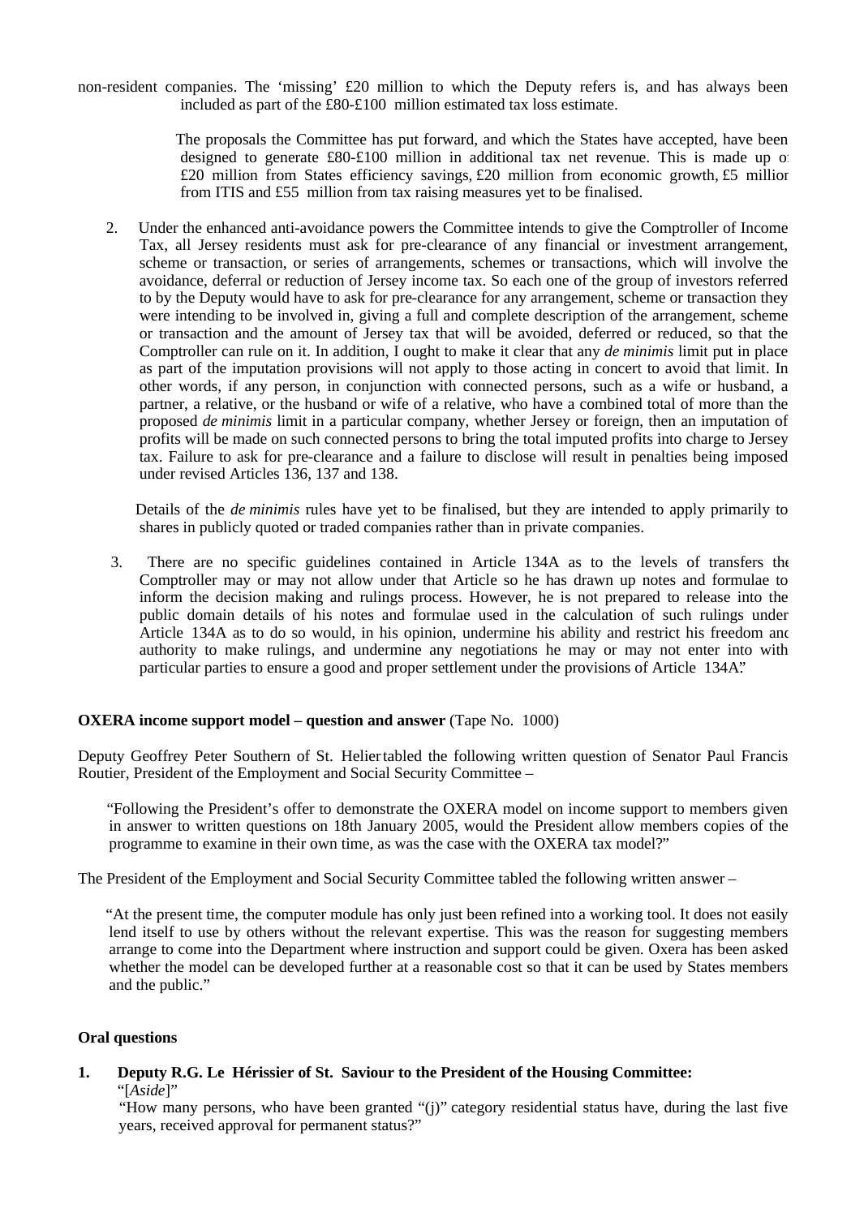non-resident companies. The 'missing' £20 million to which the Deputy refers is, and has always been included as part of the £80-£100 million estimated tax loss estimate.

The proposals the Committee has put forward, and which the States have accepted, have been designed to generate £80-£100 million in additional tax net revenue. This is made up of £20 million from States efficiency savings, £20 million from economic growth, £5 million from ITIS and £55 million from tax raising measures yet to be finalised.

2. Under the enhanced anti-avoidance powers the Committee intends to give the Comptroller of Income Tax, all Jersey residents must ask for pre-clearance of any financial or investment arrangement, scheme or transaction, or series of arrangements, schemes or transactions, which will involve the avoidance, deferral or reduction of Jersey income tax. So each one of the group of investors referred to by the Deputy would have to ask for pre-clearance for any arrangement, scheme or transaction they were intending to be involved in, giving a full and complete description of the arrangement, scheme or transaction and the amount of Jersey tax that will be avoided, deferred or reduced, so that the Comptroller can rule on it. In addition, I ought to make it clear that any *de minimis* limit put in place as part of the imputation provisions will not apply to those acting in concert to avoid that limit. In other words, if any person, in conjunction with connected persons, such as a wife or husband, a partner, a relative, or the husband or wife of a relative, who have a combined total of more than the proposed *de minimis* limit in a particular company, whether Jersey or foreign, then an imputation of profits will be made on such connected persons to bring the total imputed profits into charge to Jersey tax. Failure to ask for pre-clearance and a failure to disclose will result in penalties being imposed under revised Articles 136, 137 and 138.

   Details of the *de minimis* rules have yet to be finalised, but they are intended to apply primarily to shares in publicly quoted or traded companies rather than in private companies.

3. There are no specific guidelines contained in Article 134A as to the levels of transfers the Comptroller may or may not allow under that Article so he has drawn up notes and formulae to inform the decision making and rulings process. However, he is not prepared to release into the public domain details of his notes and formulae used in the calculation of such rulings under Article 134A as to do so would, in his opinion, undermine his ability and restrict his freedom and authority to make rulings, and undermine any negotiations he may or may not enter into with particular parties to ensure a good and proper settlement under the provisions of Article 134A."

**OXERA income support model – question and answer** (Tape No. 1000)

Deputy Geoffrey Peter Southern of St. Helier tabled the following written question of Senator Paul Francis Routier, President of the Employment and Social Security Committee –

"Following the President's offer to demonstrate the OXERA model on income support to members given in answer to written questions on 18th January 2005, would the President allow members copies of the programme to examine in their own time, as was the case with the OXERA tax model?"

The President of the Employment and Social Security Committee tabled the following written answer –

"At the present time, the computer module has only just been refined into a working tool. It does not easily lend itself to use by others without the relevant expertise. This was the reason for suggesting members arrange to come into the Department where instruction and support could be given. Oxera has been asked whether the model can be developed further at a reasonable cost so that it can be used by States members and the public."

**Oral questions**

**1. Deputy R.G. Le Hérissier of St. Saviour to the President of the Housing Committee:**

"[*Aside*]"

"How many persons, who have been granted "(j)" category residential status have, during the last five years, received approval for permanent status?"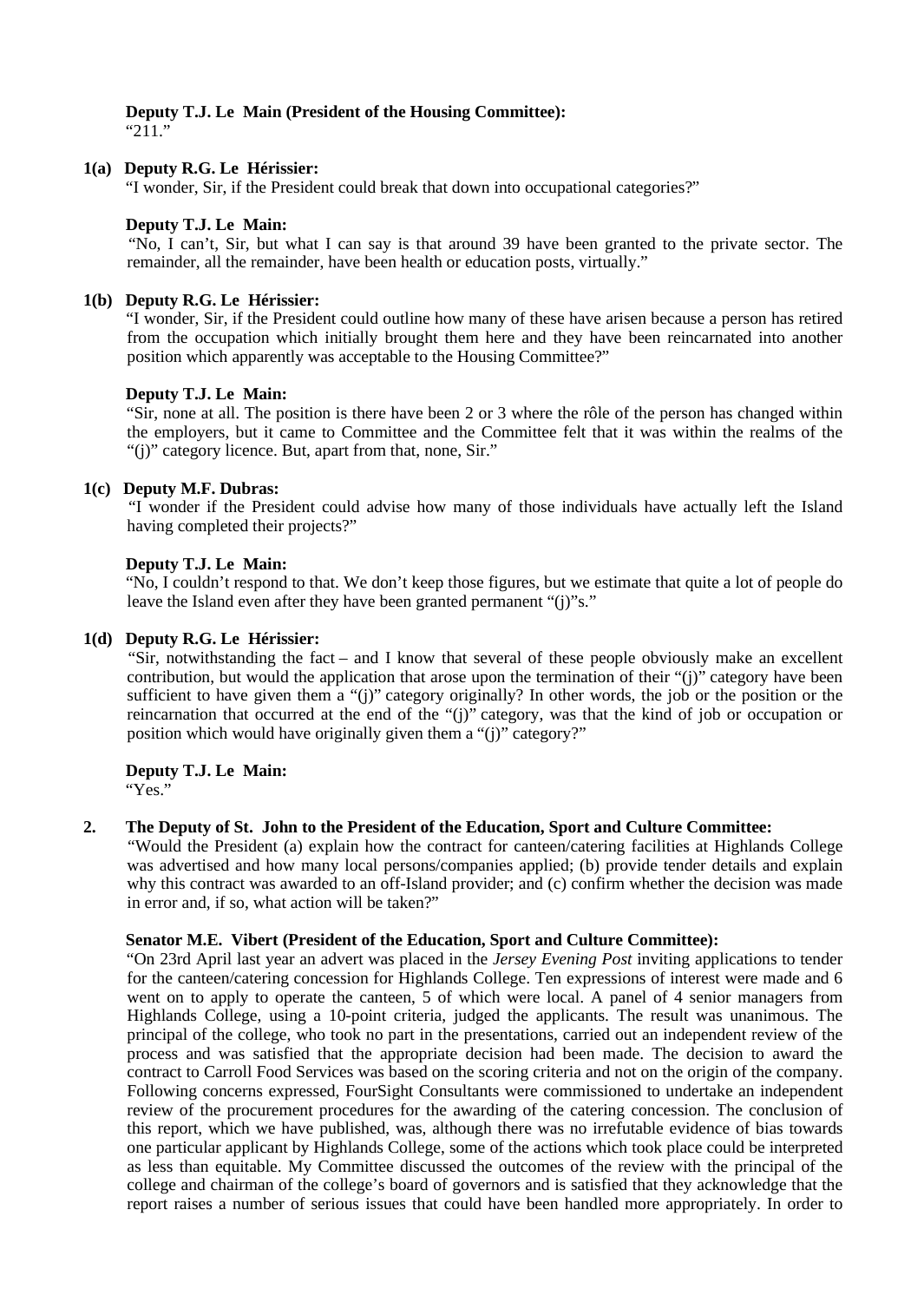**Deputy T.J. Le Main (President of the Housing Committee):**
"211."

**1(a) Deputy R.G. Le Hérissier:**
"I wonder, Sir, if the President could break that down into occupational categories?"

**Deputy T.J. Le Main:**
"No, I can't, Sir, but what I can say is that around 39 have been granted to the private sector. The remainder, all the remainder, have been health or education posts, virtually."

**1(b) Deputy R.G. Le Hérissier:**
"I wonder, Sir, if the President could outline how many of these have arisen because a person has retired from the occupation which initially brought them here and they have been reincarnated into another position which apparently was acceptable to the Housing Committee?"

**Deputy T.J. Le Main:**
"Sir, none at all. The position is there have been 2 or 3 where the rôle of the person has changed within the employers, but it came to Committee and the Committee felt that it was within the realms of the "(j)" category licence. But, apart from that, none, Sir."

**1(c) Deputy M.F. Dubras:**
"I wonder if the President could advise how many of those individuals have actually left the Island having completed their projects?"

**Deputy T.J. Le Main:**
"No, I couldn't respond to that. We don't keep those figures, but we estimate that quite a lot of people do leave the Island even after they have been granted permanent "(j)"s."

**1(d) Deputy R.G. Le Hérissier:**
"Sir, notwithstanding the fact – and I know that several of these people obviously make an excellent contribution, but would the application that arose upon the termination of their "(j)" category have been sufficient to have given them a "(j)" category originally? In other words, the job or the position or the reincarnation that occurred at the end of the "(j)" category, was that the kind of job or occupation or position which would have originally given them a "(j)" category?"

**Deputy T.J. Le Main:**
"Yes."

**2. The Deputy of St. John to the President of the Education, Sport and Culture Committee:**
"Would the President (a) explain how the contract for canteen/catering facilities at Highlands College was advertised and how many local persons/companies applied; (b) provide tender details and explain why this contract was awarded to an off-Island provider; and (c) confirm whether the decision was made in error and, if so, what action will be taken?"

**Senator M.E. Vibert (President of the Education, Sport and Culture Committee):**
"On 23rd April last year an advert was placed in the *Jersey Evening Post* inviting applications to tender for the canteen/catering concession for Highlands College. Ten expressions of interest were made and 6 went on to apply to operate the canteen, 5 of which were local. A panel of 4 senior managers from Highlands College, using a 10-point criteria, judged the applicants. The result was unanimous. The principal of the college, who took no part in the presentations, carried out an independent review of the process and was satisfied that the appropriate decision had been made. The decision to award the contract to Carroll Food Services was based on the scoring criteria and not on the origin of the company. Following concerns expressed, FourSight Consultants were commissioned to undertake an independent review of the procurement procedures for the awarding of the catering concession. The conclusion of this report, which we have published, was, although there was no irrefutable evidence of bias towards one particular applicant by Highlands College, some of the actions which took place could be interpreted as less than equitable. My Committee discussed the outcomes of the review with the principal of the college and chairman of the college's board of governors and is satisfied that they acknowledge that the report raises a number of serious issues that could have been handled more appropriately. In order to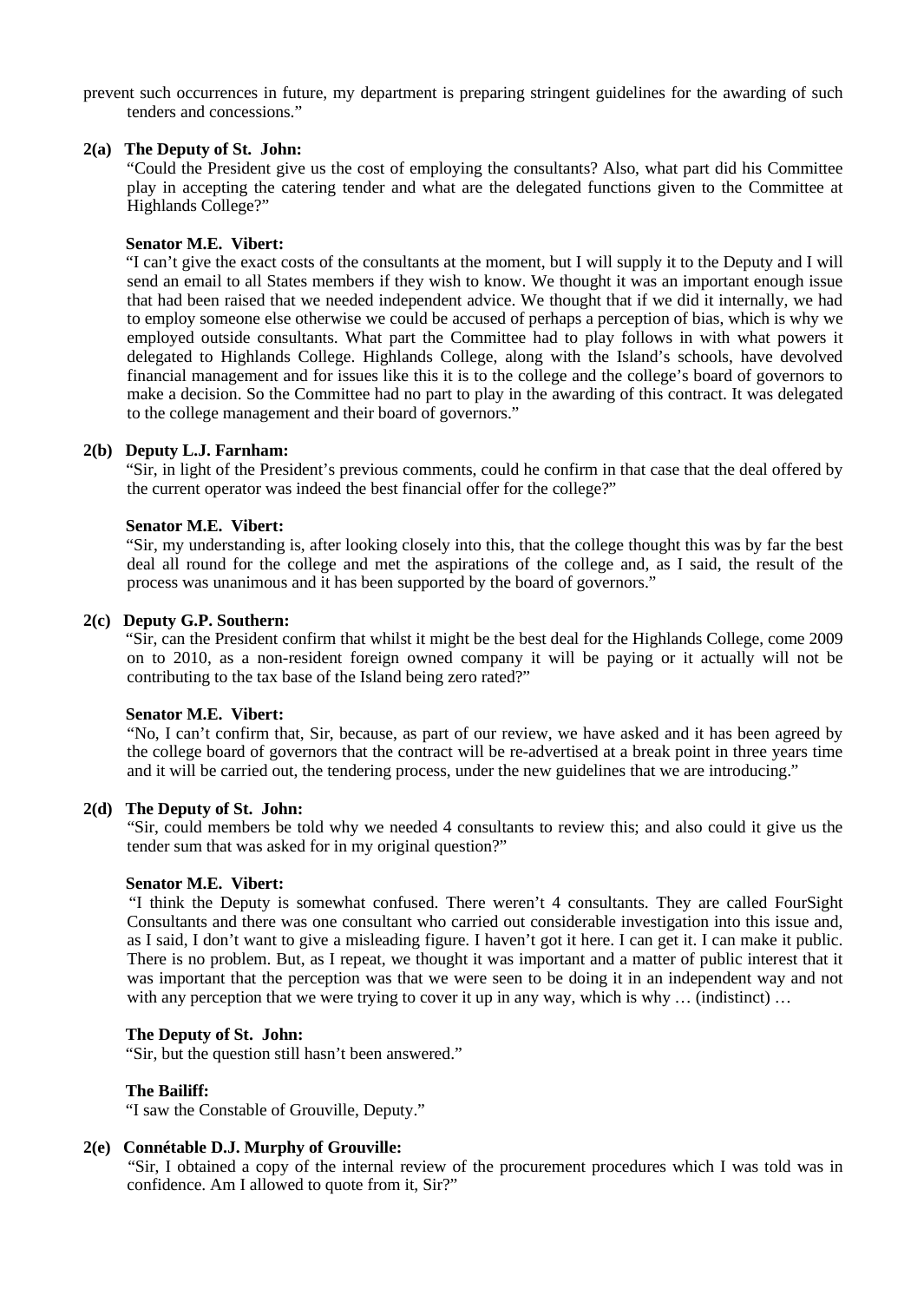prevent such occurrences in future, my department is preparing stringent guidelines for the awarding of such tenders and concessions."

**2(a) The Deputy of St. John:**

"Could the President give us the cost of employing the consultants? Also, what part did his Committee play in accepting the catering tender and what are the delegated functions given to the Committee at Highlands College?"

**Senator M.E. Vibert:**

"I can't give the exact costs of the consultants at the moment, but I will supply it to the Deputy and I will send an email to all States members if they wish to know. We thought it was an important enough issue that had been raised that we needed independent advice. We thought that if we did it internally, we had to employ someone else otherwise we could be accused of perhaps a perception of bias, which is why we employed outside consultants. What part the Committee had to play follows in with what powers it delegated to Highlands College. Highlands College, along with the Island's schools, have devolved financial management and for issues like this it is to the college and the college's board of governors to make a decision. So the Committee had no part to play in the awarding of this contract. It was delegated to the college management and their board of governors."

**2(b) Deputy L.J. Farnham:**

"Sir, in light of the President's previous comments, could he confirm in that case that the deal offered by the current operator was indeed the best financial offer for the college?"

**Senator M.E. Vibert:**

"Sir, my understanding is, after looking closely into this, that the college thought this was by far the best deal all round for the college and met the aspirations of the college and, as I said, the result of the process was unanimous and it has been supported by the board of governors."

**2(c) Deputy G.P. Southern:**

"Sir, can the President confirm that whilst it might be the best deal for the Highlands College, come 2009 on to 2010, as a non-resident foreign owned company it will be paying or it actually will not be contributing to the tax base of the Island being zero rated?"

**Senator M.E. Vibert:**

"No, I can't confirm that, Sir, because, as part of our review, we have asked and it has been agreed by the college board of governors that the contract will be re-advertised at a break point in three years time and it will be carried out, the tendering process, under the new guidelines that we are introducing."

**2(d) The Deputy of St. John:**

"Sir, could members be told why we needed 4 consultants to review this; and also could it give us the tender sum that was asked for in my original question?"

**Senator M.E. Vibert:**

"I think the Deputy is somewhat confused. There weren't 4 consultants. They are called FourSight Consultants and there was one consultant who carried out considerable investigation into this issue and, as I said, I don't want to give a misleading figure. I haven't got it here. I can get it. I can make it public. There is no problem. But, as I repeat, we thought it was important and a matter of public interest that it was important that the perception was that we were seen to be doing it in an independent way and not with any perception that we were trying to cover it up in any way, which is why … (indistinct) …

**The Deputy of St. John:**

"Sir, but the question still hasn't been answered."

**The Bailiff:**

"I saw the Constable of Grouville, Deputy."

**2(e) Connétable D.J. Murphy of Grouville:**

"Sir, I obtained a copy of the internal review of the procurement procedures which I was told was in confidence. Am I allowed to quote from it, Sir?"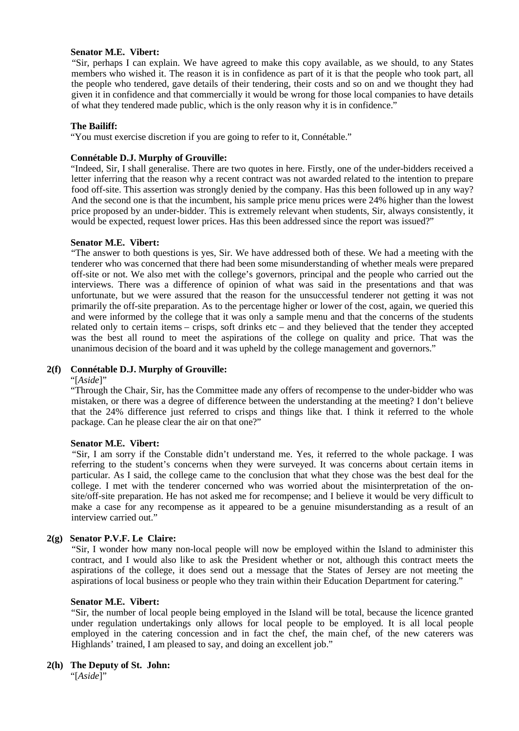**Senator M.E. Vibert:**

"Sir, perhaps I can explain. We have agreed to make this copy available, as we should, to any States members who wished it. The reason it is in confidence as part of it is that the people who took part, all the people who tendered, gave details of their tendering, their costs and so on and we thought they had given it in confidence and that commercially it would be wrong for those local companies to have details of what they tendered made public, which is the only reason why it is in confidence."

**The Bailiff:**

"You must exercise discretion if you are going to refer to it, Connétable."

**Connétable D.J. Murphy of Grouville:**

"Indeed, Sir, I shall generalise. There are two quotes in here. Firstly, one of the under-bidders received a letter inferring that the reason why a recent contract was not awarded related to the intention to prepare food off-site. This assertion was strongly denied by the company. Has this been followed up in any way? And the second one is that the incumbent, his sample price menu prices were 24% higher than the lowest price proposed by an under-bidder. This is extremely relevant when students, Sir, always consistently, it would be expected, request lower prices. Has this been addressed since the report was issued?"

**Senator M.E. Vibert:**

"The answer to both questions is yes, Sir. We have addressed both of these. We had a meeting with the tenderer who was concerned that there had been some misunderstanding of whether meals were prepared off-site or not. We also met with the college's governors, principal and the people who carried out the interviews. There was a difference of opinion of what was said in the presentations and that was unfortunate, but we were assured that the reason for the unsuccessful tenderer not getting it was not primarily the off-site preparation. As to the percentage higher or lower of the cost, again, we queried this and were informed by the college that it was only a sample menu and that the concerns of the students related only to certain items – crisps, soft drinks etc – and they believed that the tender they accepted was the best all round to meet the aspirations of the college on quality and price. That was the unanimous decision of the board and it was upheld by the college management and governors."

**2(f) Connétable D.J. Murphy of Grouville:**

"[*Aside*]"

"Through the Chair, Sir, has the Committee made any offers of recompense to the under-bidder who was mistaken, or there was a degree of difference between the understanding at the meeting? I don't believe that the 24% difference just referred to crisps and things like that. I think it referred to the whole package. Can he please clear the air on that one?"

**Senator M.E. Vibert:**

"Sir, I am sorry if the Constable didn't understand me. Yes, it referred to the whole package. I was referring to the student's concerns when they were surveyed. It was concerns about certain items in particular. As I said, the college came to the conclusion that what they chose was the best deal for the college. I met with the tenderer concerned who was worried about the misinterpretation of the on-site/off-site preparation. He has not asked me for recompense; and I believe it would be very difficult to make a case for any recompense as it appeared to be a genuine misunderstanding as a result of an interview carried out."

**2(g) Senator P.V.F. Le Claire:**

"Sir, I wonder how many non-local people will now be employed within the Island to administer this contract, and I would also like to ask the President whether or not, although this contract meets the aspirations of the college, it does send out a message that the States of Jersey are not meeting the aspirations of local business or people who they train within their Education Department for catering."

**Senator M.E. Vibert:**

"Sir, the number of local people being employed in the Island will be total, because the licence granted under regulation undertakings only allows for local people to be employed. It is all local people employed in the catering concession and in fact the chef, the main chef, of the new caterers was Highlands' trained, I am pleased to say, and doing an excellent job."

**2(h) The Deputy of St. John:**

"[*Aside*]"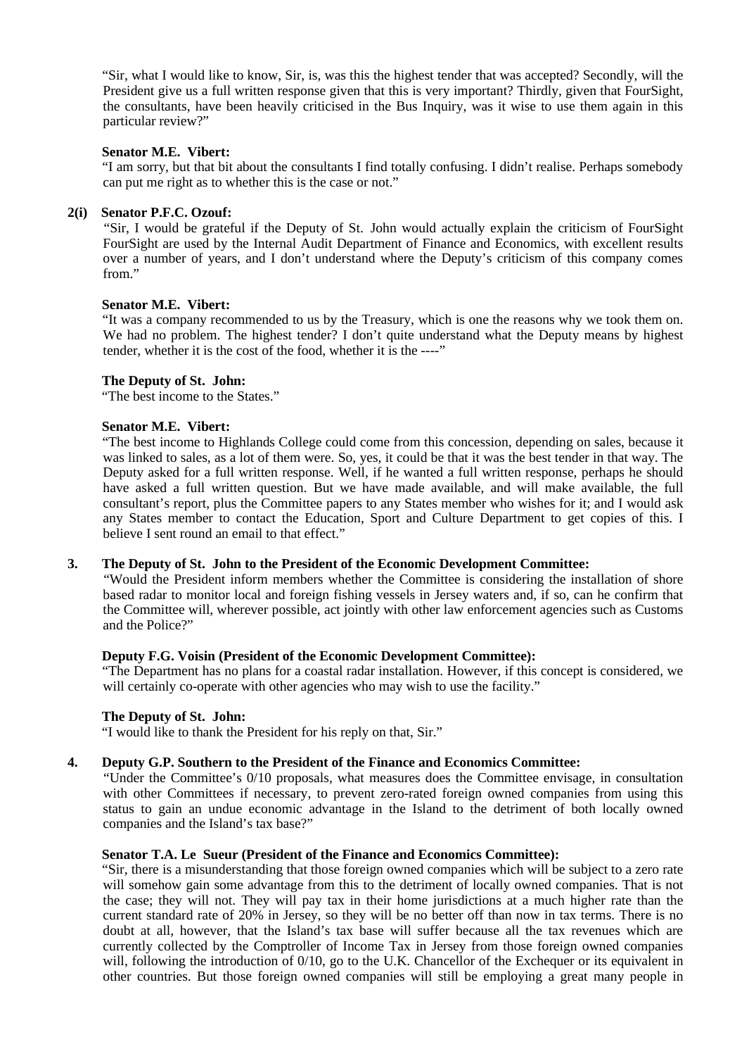"Sir, what I would like to know, Sir, is, was this the highest tender that was accepted? Secondly, will the President give us a full written response given that this is very important? Thirdly, given that FourSight, the consultants, have been heavily criticised in the Bus Inquiry, was it wise to use them again in this particular review?"

**Senator M.E. Vibert:**

"I am sorry, but that bit about the consultants I find totally confusing. I didn't realise. Perhaps somebody can put me right as to whether this is the case or not."

**2(i) Senator P.F.C. Ozouf:**

"Sir, I would be grateful if the Deputy of St. John would actually explain the criticism of FourSight FourSight are used by the Internal Audit Department of Finance and Economics, with excellent results over a number of years, and I don't understand where the Deputy's criticism of this company comes from."

**Senator M.E. Vibert:**

"It was a company recommended to us by the Treasury, which is one the reasons why we took them on. We had no problem. The highest tender? I don't quite understand what the Deputy means by highest tender, whether it is the cost of the food, whether it is the ----"

**The Deputy of St. John:**

"The best income to the States."

**Senator M.E. Vibert:**

"The best income to Highlands College could come from this concession, depending on sales, because it was linked to sales, as a lot of them were. So, yes, it could be that it was the best tender in that way. The Deputy asked for a full written response. Well, if he wanted a full written response, perhaps he should have asked a full written question. But we have made available, and will make available, the full consultant's report, plus the Committee papers to any States member who wishes for it; and I would ask any States member to contact the Education, Sport and Culture Department to get copies of this. I believe I sent round an email to that effect."

**3. The Deputy of St. John to the President of the Economic Development Committee:**

"Would the President inform members whether the Committee is considering the installation of shore based radar to monitor local and foreign fishing vessels in Jersey waters and, if so, can he confirm that the Committee will, wherever possible, act jointly with other law enforcement agencies such as Customs and the Police?"

**Deputy F.G. Voisin (President of the Economic Development Committee):**

"The Department has no plans for a coastal radar installation. However, if this concept is considered, we will certainly co-operate with other agencies who may wish to use the facility."

**The Deputy of St. John:**

"I would like to thank the President for his reply on that, Sir."

**4. Deputy G.P. Southern to the President of the Finance and Economics Committee:**

"Under the Committee's 0/10 proposals, what measures does the Committee envisage, in consultation with other Committees if necessary, to prevent zero-rated foreign owned companies from using this status to gain an undue economic advantage in the Island to the detriment of both locally owned companies and the Island's tax base?"

**Senator T.A. Le Sueur (President of the Finance and Economics Committee):**

"Sir, there is a misunderstanding that those foreign owned companies which will be subject to a zero rate will somehow gain some advantage from this to the detriment of locally owned companies. That is not the case; they will not. They will pay tax in their home jurisdictions at a much higher rate than the current standard rate of 20% in Jersey, so they will be no better off than now in tax terms. There is no doubt at all, however, that the Island's tax base will suffer because all the tax revenues which are currently collected by the Comptroller of Income Tax in Jersey from those foreign owned companies will, following the introduction of 0/10, go to the U.K. Chancellor of the Exchequer or its equivalent in other countries. But those foreign owned companies will still be employing a great many people in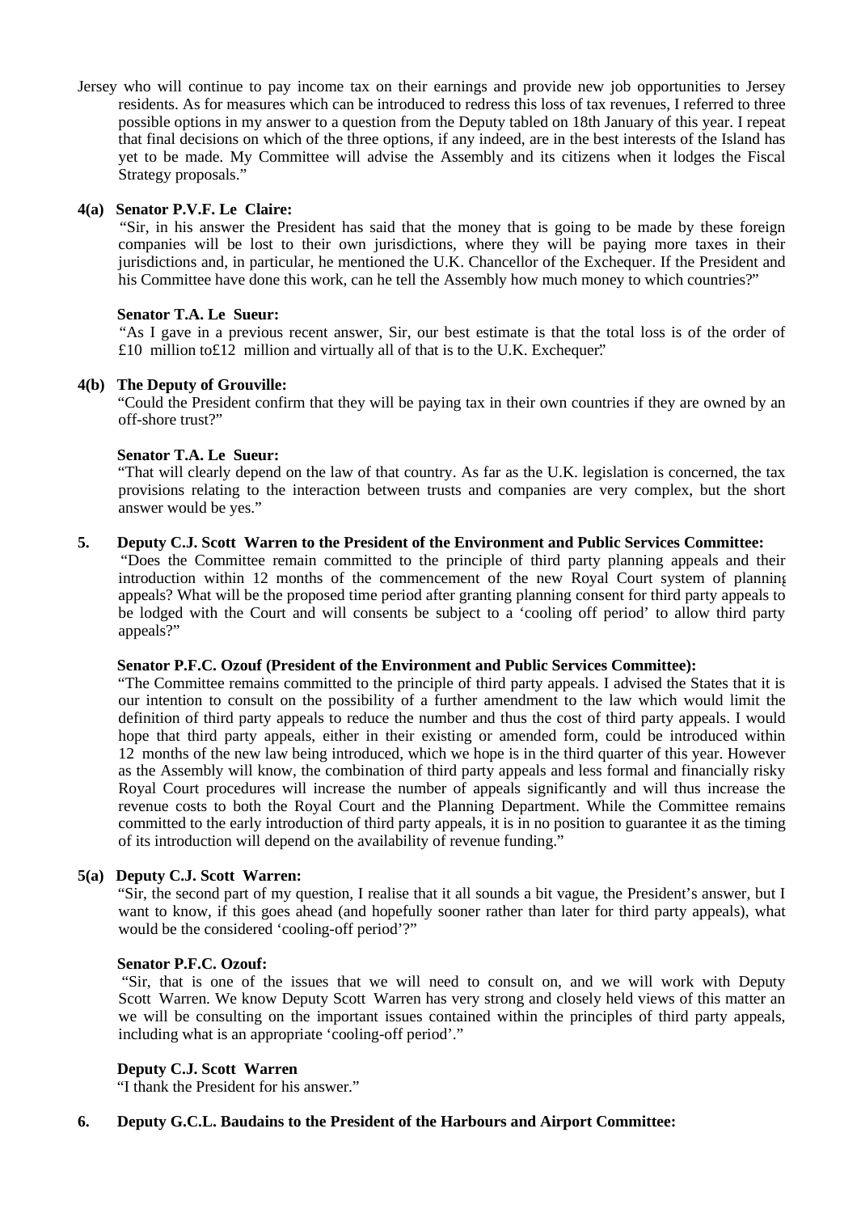Jersey who will continue to pay income tax on their earnings and provide new job opportunities to Jersey residents. As for measures which can be introduced to redress this loss of tax revenues, I referred to three possible options in my answer to a question from the Deputy tabled on 18th January of this year. I repeat that final decisions on which of the three options, if any indeed, are in the best interests of the Island has yet to be made. My Committee will advise the Assembly and its citizens when it lodges the Fiscal Strategy proposals."

**4(a) Senator P.V.F. Le Claire:**

"Sir, in his answer the President has said that the money that is going to be made by these foreign companies will be lost to their own jurisdictions, where they will be paying more taxes in their jurisdictions and, in particular, he mentioned the U.K. Chancellor of the Exchequer. If the President and his Committee have done this work, can he tell the Assembly how much money to which countries?"

**Senator T.A. Le Sueur:**

"As I gave in a previous recent answer, Sir, our best estimate is that the total loss is of the order of £10 million to£12 million and virtually all of that is to the U.K. Exchequer."

**4(b) The Deputy of Grouville:**

"Could the President confirm that they will be paying tax in their own countries if they are owned by an off-shore trust?"

**Senator T.A. Le Sueur:**

"That will clearly depend on the law of that country. As far as the U.K. legislation is concerned, the tax provisions relating to the interaction between trusts and companies are very complex, but the short answer would be yes."

**5. Deputy C.J. Scott Warren to the President of the Environment and Public Services Committee:**

"Does the Committee remain committed to the principle of third party planning appeals and their introduction within 12 months of the commencement of the new Royal Court system of planning appeals? What will be the proposed time period after granting planning consent for third party appeals to be lodged with the Court and will consents be subject to a 'cooling off period' to allow third party appeals?"

**Senator P.F.C. Ozouf (President of the Environment and Public Services Committee):**

"The Committee remains committed to the principle of third party appeals. I advised the States that it is our intention to consult on the possibility of a further amendment to the law which would limit the definition of third party appeals to reduce the number and thus the cost of third party appeals. I would hope that third party appeals, either in their existing or amended form, could be introduced within 12 months of the new law being introduced, which we hope is in the third quarter of this year. However as the Assembly will know, the combination of third party appeals and less formal and financially risky Royal Court procedures will increase the number of appeals significantly and will thus increase the revenue costs to both the Royal Court and the Planning Department. While the Committee remains committed to the early introduction of third party appeals, it is in no position to guarantee it as the timing of its introduction will depend on the availability of revenue funding."

**5(a) Deputy C.J. Scott Warren:**

"Sir, the second part of my question, I realise that it all sounds a bit vague, the President's answer, but I want to know, if this goes ahead (and hopefully sooner rather than later for third party appeals), what would be the considered 'cooling-off period'?"

**Senator P.F.C. Ozouf:**

"Sir, that is one of the issues that we will need to consult on, and we will work with Deputy Scott Warren. We know Deputy Scott Warren has very strong and closely held views of this matter an we will be consulting on the important issues contained within the principles of third party appeals, including what is an appropriate 'cooling-off period'."

**Deputy C.J. Scott Warren**

"I thank the President for his answer."

**6. Deputy G.C.L. Baudains to the President of the Harbours and Airport Committee:**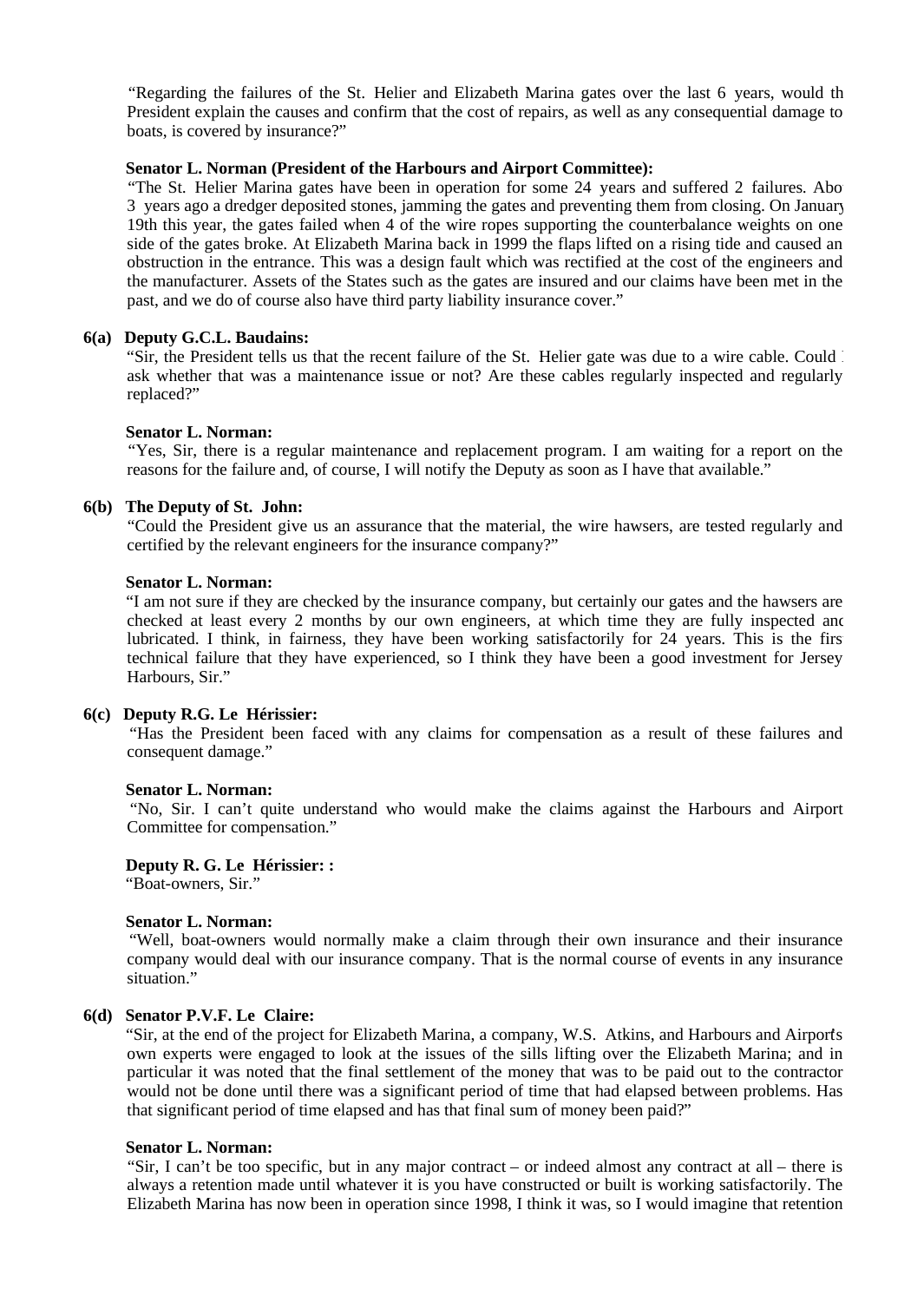"Regarding the failures of the St. Helier and Elizabeth Marina gates over the last 6 years, would the President explain the causes and confirm that the cost of repairs, as well as any consequential damage to boats, is covered by insurance?"

**Senator L. Norman (President of the Harbours and Airport Committee):**

"The St. Helier Marina gates have been in operation for some 24 years and suffered 2 failures. About 3 years ago a dredger deposited stones, jamming the gates and preventing them from closing. On January 19th this year, the gates failed when 4 of the wire ropes supporting the counterbalance weights on one side of the gates broke. At Elizabeth Marina back in 1999 the flaps lifted on a rising tide and caused an obstruction in the entrance. This was a design fault which was rectified at the cost of the engineers and the manufacturer. Assets of the States such as the gates are insured and our claims have been met in the past, and we do of course also have third party liability insurance cover."

**6(a) Deputy G.C.L. Baudains:**

"Sir, the President tells us that the recent failure of the St. Helier gate was due to a wire cable. Could I ask whether that was a maintenance issue or not? Are these cables regularly inspected and regularly replaced?"

**Senator L. Norman:**

"Yes, Sir, there is a regular maintenance and replacement program. I am waiting for a report on the reasons for the failure and, of course, I will notify the Deputy as soon as I have that available."

**6(b) The Deputy of St. John:**

"Could the President give us an assurance that the material, the wire hawsers, are tested regularly and certified by the relevant engineers for the insurance company?"

**Senator L. Norman:**

"I am not sure if they are checked by the insurance company, but certainly our gates and the hawsers are checked at least every 2 months by our own engineers, at which time they are fully inspected and lubricated. I think, in fairness, they have been working satisfactorily for 24 years. This is the first technical failure that they have experienced, so I think they have been a good investment for Jersey Harbours, Sir."

**6(c) Deputy R.G. Le Hérissier:**

"Has the President been faced with any claims for compensation as a result of these failures and consequent damage."

**Senator L. Norman:**

"No, Sir. I can't quite understand who would make the claims against the Harbours and Airport Committee for compensation."

**Deputy R. G. Le Hérissier: :**

"Boat-owners, Sir."

**Senator L. Norman:**

"Well, boat-owners would normally make a claim through their own insurance and their insurance company would deal with our insurance company. That is the normal course of events in any insurance situation."

**6(d) Senator P.V.F. Le Claire:**

"Sir, at the end of the project for Elizabeth Marina, a company, W.S. Atkins, and Harbours and Airport's own experts were engaged to look at the issues of the sills lifting over the Elizabeth Marina; and in particular it was noted that the final settlement of the money that was to be paid out to the contractor would not be done until there was a significant period of time that had elapsed between problems. Has that significant period of time elapsed and has that final sum of money been paid?"

**Senator L. Norman:**

"Sir, I can't be too specific, but in any major contract – or indeed almost any contract at all – there is always a retention made until whatever it is you have constructed or built is working satisfactorily. The Elizabeth Marina has now been in operation since 1998, I think it was, so I would imagine that retention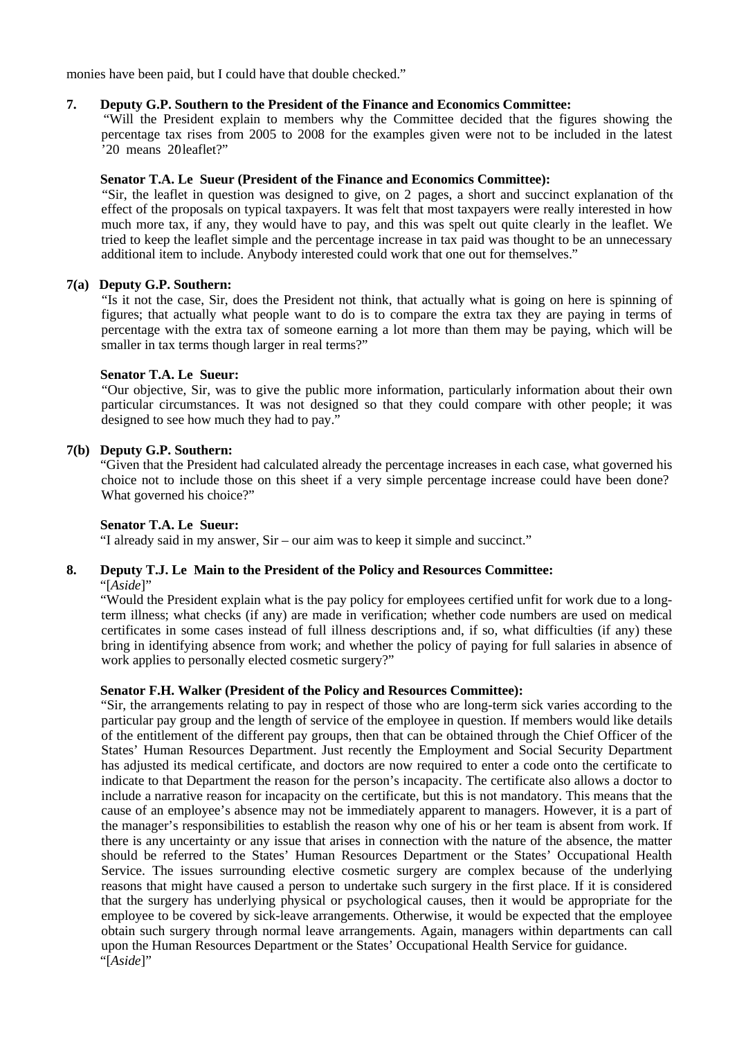monies have been paid, but I could have that double checked."

**7. Deputy G.P. Southern to the President of the Finance and Economics Committee:**

"Will the President explain to members why the Committee decided that the figures showing the percentage tax rises from 2005 to 2008 for the examples given were not to be included in the latest '20 means 20' leaflet?"

**Senator T.A. Le Sueur (President of the Finance and Economics Committee):**

"Sir, the leaflet in question was designed to give, on 2 pages, a short and succinct explanation of the effect of the proposals on typical taxpayers. It was felt that most taxpayers were really interested in how much more tax, if any, they would have to pay, and this was spelt out quite clearly in the leaflet. We tried to keep the leaflet simple and the percentage increase in tax paid was thought to be an unnecessary additional item to include. Anybody interested could work that one out for themselves."

**7(a) Deputy G.P. Southern:**

"Is it not the case, Sir, does the President not think, that actually what is going on here is spinning of figures; that actually what people want to do is to compare the extra tax they are paying in terms of percentage with the extra tax of someone earning a lot more than them may be paying, which will be smaller in tax terms though larger in real terms?"

**Senator T.A. Le Sueur:**

"Our objective, Sir, was to give the public more information, particularly information about their own particular circumstances. It was not designed so that they could compare with other people; it was designed to see how much they had to pay."

**7(b) Deputy G.P. Southern:**

"Given that the President had calculated already the percentage increases in each case, what governed his choice not to include those on this sheet if a very simple percentage increase could have been done? What governed his choice?"

**Senator T.A. Le Sueur:**

"I already said in my answer, Sir – our aim was to keep it simple and succinct."

**8. Deputy T.J. Le Main to the President of the Policy and Resources Committee:**

"[*Aside*]"

"Would the President explain what is the pay policy for employees certified unfit for work due to a long-term illness; what checks (if any) are made in verification; whether code numbers are used on medical certificates in some cases instead of full illness descriptions and, if so, what difficulties (if any) these bring in identifying absence from work; and whether the policy of paying for full salaries in absence of work applies to personally elected cosmetic surgery?"

**Senator F.H. Walker (President of the Policy and Resources Committee):**

"Sir, the arrangements relating to pay in respect of those who are long-term sick varies according to the particular pay group and the length of service of the employee in question. If members would like details of the entitlement of the different pay groups, then that can be obtained through the Chief Officer of the States' Human Resources Department. Just recently the Employment and Social Security Department has adjusted its medical certificate, and doctors are now required to enter a code onto the certificate to indicate to that Department the reason for the person's incapacity. The certificate also allows a doctor to include a narrative reason for incapacity on the certificate, but this is not mandatory. This means that the cause of an employee's absence may not be immediately apparent to managers. However, it is a part of the manager's responsibilities to establish the reason why one of his or her team is absent from work. If there is any uncertainty or any issue that arises in connection with the nature of the absence, the matter should be referred to the States' Human Resources Department or the States' Occupational Health Service. The issues surrounding elective cosmetic surgery are complex because of the underlying reasons that might have caused a person to undertake such surgery in the first place. If it is considered that the surgery has underlying physical or psychological causes, then it would be appropriate for the employee to be covered by sick-leave arrangements. Otherwise, it would be expected that the employee obtain such surgery through normal leave arrangements. Again, managers within departments can call upon the Human Resources Department or the States' Occupational Health Service for guidance.

"[*Aside*]"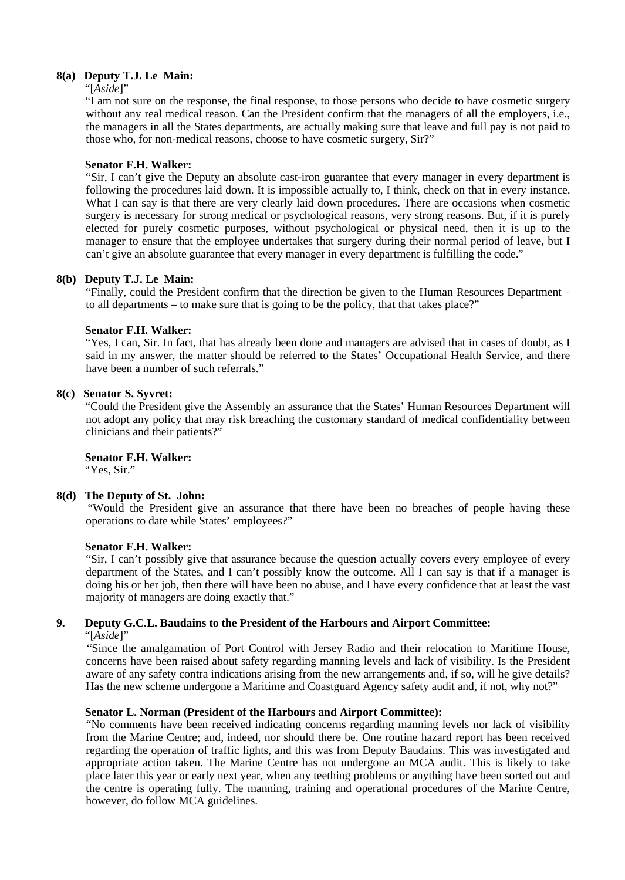**8(a) Deputy T.J. Le Main:**

"[*Aside*]"

"I am not sure on the response, the final response, to those persons who decide to have cosmetic surgery without any real medical reason. Can the President confirm that the managers of all the employers, i.e., the managers in all the States departments, are actually making sure that leave and full pay is not paid to those who, for non-medical reasons, choose to have cosmetic surgery, Sir?"

**Senator F.H. Walker:**

"Sir, I can't give the Deputy an absolute cast-iron guarantee that every manager in every department is following the procedures laid down. It is impossible actually to, I think, check on that in every instance. What I can say is that there are very clearly laid down procedures. There are occasions when cosmetic surgery is necessary for strong medical or psychological reasons, very strong reasons. But, if it is purely elected for purely cosmetic purposes, without psychological or physical need, then it is up to the manager to ensure that the employee undertakes that surgery during their normal period of leave, but I can't give an absolute guarantee that every manager in every department is fulfilling the code."

**8(b) Deputy T.J. Le Main:**

"Finally, could the President confirm that the direction be given to the Human Resources Department – to all departments – to make sure that is going to be the policy, that that takes place?"

**Senator F.H. Walker:**

"Yes, I can, Sir. In fact, that has already been done and managers are advised that in cases of doubt, as I said in my answer, the matter should be referred to the States' Occupational Health Service, and there have been a number of such referrals."

**8(c) Senator S. Syvret:**

"Could the President give the Assembly an assurance that the States' Human Resources Department will not adopt any policy that may risk breaching the customary standard of medical confidentiality between clinicians and their patients?"

**Senator F.H. Walker:**

"Yes, Sir."

**8(d) The Deputy of St. John:**

"Would the President give an assurance that there have been no breaches of people having these operations to date while States' employees?"

**Senator F.H. Walker:**

"Sir, I can't possibly give that assurance because the question actually covers every employee of every department of the States, and I can't possibly know the outcome. All I can say is that if a manager is doing his or her job, then there will have been no abuse, and I have every confidence that at least the vast majority of managers are doing exactly that."

**9. Deputy G.C.L. Baudains to the President of the Harbours and Airport Committee:**

"[*Aside*]"

"Since the amalgamation of Port Control with Jersey Radio and their relocation to Maritime House, concerns have been raised about safety regarding manning levels and lack of visibility. Is the President aware of any safety contra indications arising from the new arrangements and, if so, will he give details? Has the new scheme undergone a Maritime and Coastguard Agency safety audit and, if not, why not?"

**Senator L. Norman (President of the Harbours and Airport Committee):**

"No comments have been received indicating concerns regarding manning levels nor lack of visibility from the Marine Centre; and, indeed, nor should there be. One routine hazard report has been received regarding the operation of traffic lights, and this was from Deputy Baudains. This was investigated and appropriate action taken. The Marine Centre has not undergone an MCA audit. This is likely to take place later this year or early next year, when any teething problems or anything have been sorted out and the centre is operating fully. The manning, training and operational procedures of the Marine Centre, however, do follow MCA guidelines.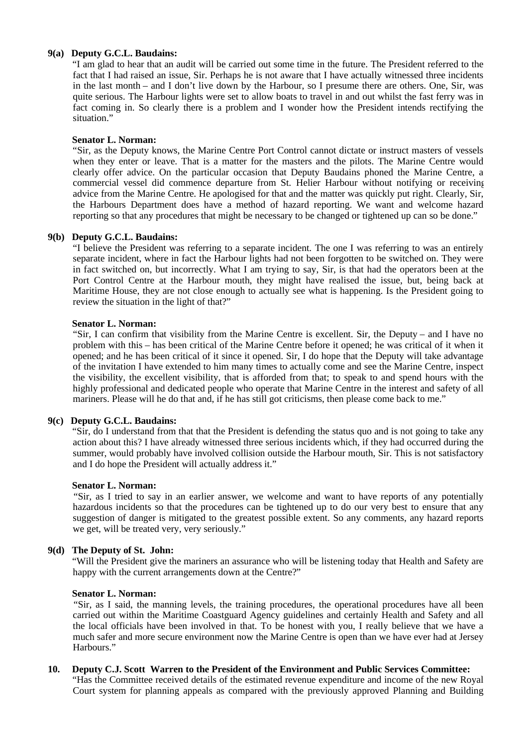**9(a) Deputy G.C.L. Baudains:**

"I am glad to hear that an audit will be carried out some time in the future. The President referred to the fact that I had raised an issue, Sir. Perhaps he is not aware that I have actually witnessed three incidents in the last month – and I don't live down by the Harbour, so I presume there are others. One, Sir, was quite serious. The Harbour lights were set to allow boats to travel in and out whilst the fast ferry was in fact coming in. So clearly there is a problem and I wonder how the President intends rectifying the situation."

**Senator L. Norman:**

"Sir, as the Deputy knows, the Marine Centre Port Control cannot dictate or instruct masters of vessels when they enter or leave. That is a matter for the masters and the pilots. The Marine Centre would clearly offer advice. On the particular occasion that Deputy Baudains phoned the Marine Centre, a commercial vessel did commence departure from St. Helier Harbour without notifying or receiving advice from the Marine Centre. He apologised for that and the matter was quickly put right. Clearly, Sir, the Harbours Department does have a method of hazard reporting. We want and welcome hazard reporting so that any procedures that might be necessary to be changed or tightened up can so be done."

**9(b) Deputy G.C.L. Baudains:**

"I believe the President was referring to a separate incident. The one I was referring to was an entirely separate incident, where in fact the Harbour lights had not been forgotten to be switched on. They were in fact switched on, but incorrectly. What I am trying to say, Sir, is that had the operators been at the Port Control Centre at the Harbour mouth, they might have realised the issue, but, being back at Maritime House, they are not close enough to actually see what is happening. Is the President going to review the situation in the light of that?"

**Senator L. Norman:**

"Sir, I can confirm that visibility from the Marine Centre is excellent. Sir, the Deputy – and I have no problem with this – has been critical of the Marine Centre before it opened; he was critical of it when it opened; and he has been critical of it since it opened. Sir, I do hope that the Deputy will take advantage of the invitation I have extended to him many times to actually come and see the Marine Centre, inspect the visibility, the excellent visibility, that is afforded from that; to speak to and spend hours with the highly professional and dedicated people who operate that Marine Centre in the interest and safety of all mariners. Please will he do that and, if he has still got criticisms, then please come back to me."

**9(c) Deputy G.C.L. Baudains:**

"Sir, do I understand from that that the President is defending the status quo and is not going to take any action about this? I have already witnessed three serious incidents which, if they had occurred during the summer, would probably have involved collision outside the Harbour mouth, Sir. This is not satisfactory and I do hope the President will actually address it."

**Senator L. Norman:**

"Sir, as I tried to say in an earlier answer, we welcome and want to have reports of any potentially hazardous incidents so that the procedures can be tightened up to do our very best to ensure that any suggestion of danger is mitigated to the greatest possible extent. So any comments, any hazard reports we get, will be treated very, very seriously."

**9(d) The Deputy of St. John:**

"Will the President give the mariners an assurance who will be listening today that Health and Safety are happy with the current arrangements down at the Centre?"

**Senator L. Norman:**

"Sir, as I said, the manning levels, the training procedures, the operational procedures have all been carried out within the Maritime Coastguard Agency guidelines and certainly Health and Safety and all the local officials have been involved in that. To be honest with you, I really believe that we have a much safer and more secure environment now the Marine Centre is open than we have ever had at Jersey Harbours."

**10. Deputy C.J. Scott Warren to the President of the Environment and Public Services Committee:**

"Has the Committee received details of the estimated revenue expenditure and income of the new Royal Court system for planning appeals as compared with the previously approved Planning and Building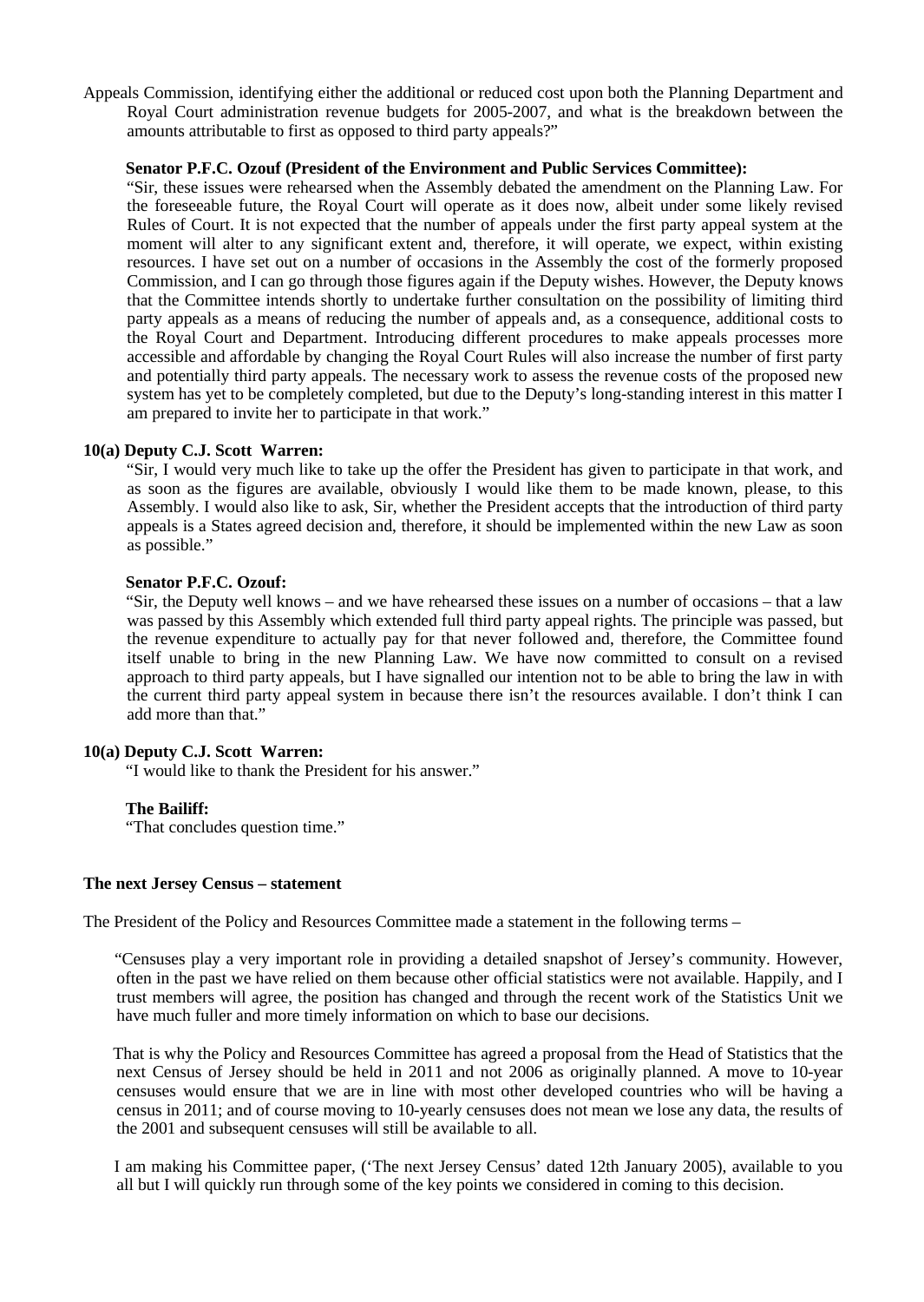Appeals Commission, identifying either the additional or reduced cost upon both the Planning Department and Royal Court administration revenue budgets for 2005-2007, and what is the breakdown between the amounts attributable to first as opposed to third party appeals?"

**Senator P.F.C. Ozouf (President of the Environment and Public Services Committee):**

"Sir, these issues were rehearsed when the Assembly debated the amendment on the Planning Law. For the foreseeable future, the Royal Court will operate as it does now, albeit under some likely revised Rules of Court. It is not expected that the number of appeals under the first party appeal system at the moment will alter to any significant extent and, therefore, it will operate, we expect, within existing resources. I have set out on a number of occasions in the Assembly the cost of the formerly proposed Commission, and I can go through those figures again if the Deputy wishes. However, the Deputy knows that the Committee intends shortly to undertake further consultation on the possibility of limiting third party appeals as a means of reducing the number of appeals and, as a consequence, additional costs to the Royal Court and Department. Introducing different procedures to make appeals processes more accessible and affordable by changing the Royal Court Rules will also increase the number of first party and potentially third party appeals. The necessary work to assess the revenue costs of the proposed new system has yet to be completely completed, but due to the Deputy's long-standing interest in this matter I am prepared to invite her to participate in that work."

**10(a) Deputy C.J. Scott Warren:**

"Sir, I would very much like to take up the offer the President has given to participate in that work, and as soon as the figures are available, obviously I would like them to be made known, please, to this Assembly. I would also like to ask, Sir, whether the President accepts that the introduction of third party appeals is a States agreed decision and, therefore, it should be implemented within the new Law as soon as possible."

**Senator P.F.C. Ozouf:**

"Sir, the Deputy well knows – and we have rehearsed these issues on a number of occasions – that a law was passed by this Assembly which extended full third party appeal rights. The principle was passed, but the revenue expenditure to actually pay for that never followed and, therefore, the Committee found itself unable to bring in the new Planning Law. We have now committed to consult on a revised approach to third party appeals, but I have signalled our intention not to be able to bring the law in with the current third party appeal system in because there isn't the resources available. I don't think I can add more than that."

**10(a) Deputy C.J. Scott Warren:**

"I would like to thank the President for his answer."

**The Bailiff:**

"That concludes question time."

**The next Jersey Census – statement**

The President of the Policy and Resources Committee made a statement in the following terms –

"Censuses play a very important role in providing a detailed snapshot of Jersey's community. However, often in the past we have relied on them because other official statistics were not available. Happily, and I trust members will agree, the position has changed and through the recent work of the Statistics Unit we have much fuller and more timely information on which to base our decisions.

That is why the Policy and Resources Committee has agreed a proposal from the Head of Statistics that the next Census of Jersey should be held in 2011 and not 2006 as originally planned. A move to 10-year censuses would ensure that we are in line with most other developed countries who will be having a census in 2011; and of course moving to 10-yearly censuses does not mean we lose any data, the results of the 2001 and subsequent censuses will still be available to all.

I am making his Committee paper, ('The next Jersey Census' dated 12th January 2005), available to you all but I will quickly run through some of the key points we considered in coming to this decision.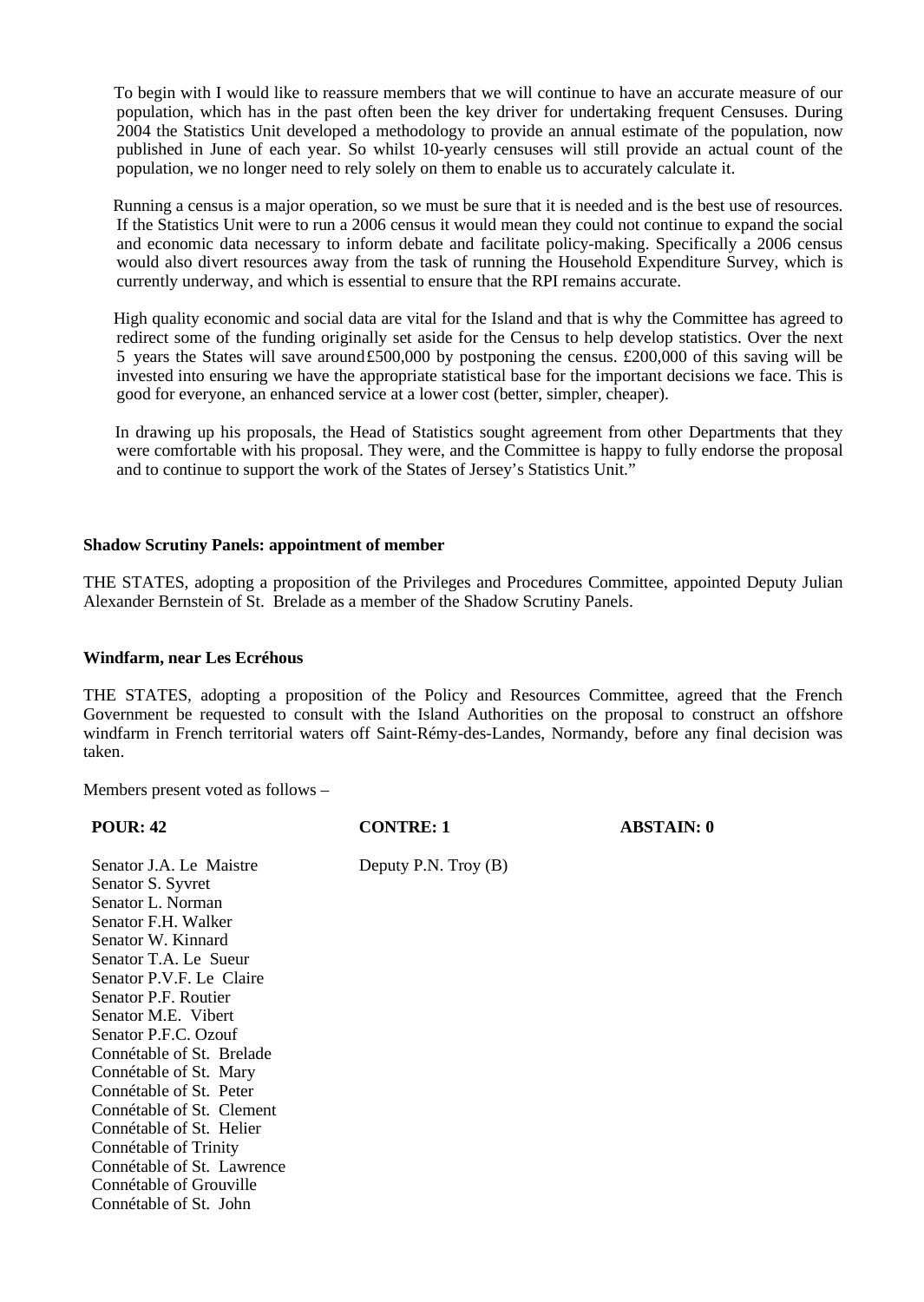To begin with I would like to reassure members that we will continue to have an accurate measure of our population, which has in the past often been the key driver for undertaking frequent Censuses. During 2004 the Statistics Unit developed a methodology to provide an annual estimate of the population, now published in June of each year. So whilst 10-yearly censuses will still provide an actual count of the population, we no longer need to rely solely on them to enable us to accurately calculate it.

Running a census is a major operation, so we must be sure that it is needed and is the best use of resources. If the Statistics Unit were to run a 2006 census it would mean they could not continue to expand the social and economic data necessary to inform debate and facilitate policy-making. Specifically a 2006 census would also divert resources away from the task of running the Household Expenditure Survey, which is currently underway, and which is essential to ensure that the RPI remains accurate.

High quality economic and social data are vital for the Island and that is why the Committee has agreed to redirect some of the funding originally set aside for the Census to help develop statistics. Over the next 5 years the States will save around £500,000 by postponing the census. £200,000 of this saving will be invested into ensuring we have the appropriate statistical base for the important decisions we face. This is good for everyone, an enhanced service at a lower cost (better, simpler, cheaper).

In drawing up his proposals, the Head of Statistics sought agreement from other Departments that they were comfortable with his proposal. They were, and the Committee is happy to fully endorse the proposal and to continue to support the work of the States of Jersey's Statistics Unit."

**Shadow Scrutiny Panels: appointment of member**

THE STATES, adopting a proposition of the Privileges and Procedures Committee, appointed Deputy Julian Alexander Bernstein of St. Brelade as a member of the Shadow Scrutiny Panels.

**Windfarm, near Les Ecréhous**

THE STATES, adopting a proposition of the Policy and Resources Committee, agreed that the French Government be requested to consult with the Island Authorities on the proposal to construct an offshore windfarm in French territorial waters off Saint-Rémy-des-Landes, Normandy, before any final decision was taken.

Members present voted as follows –

| POUR: 42 | CONTRE: 1 | ABSTAIN: 0 |
|---|---|---|
| Senator J.A. Le Maistre | Deputy P.N. Troy (B) | |
| Senator S. Syvret | | |
| Senator L. Norman | | |
| Senator F.H. Walker | | |
| Senator W. Kinnard | | |
| Senator T.A. Le Sueur | | |
| Senator P.V.F. Le Claire | | |
| Senator P.F. Routier | | |
| Senator M.E. Vibert | | |
| Senator P.F.C. Ozouf | | |
| Connétable of St. Brelade | | |
| Connétable of St. Mary | | |
| Connétable of St. Peter | | |
| Connétable of St. Clement | | |
| Connétable of St. Helier | | |
| Connétable of Trinity | | |
| Connétable of St. Lawrence | | |
| Connétable of Grouville | | |
| Connétable of St. John | | |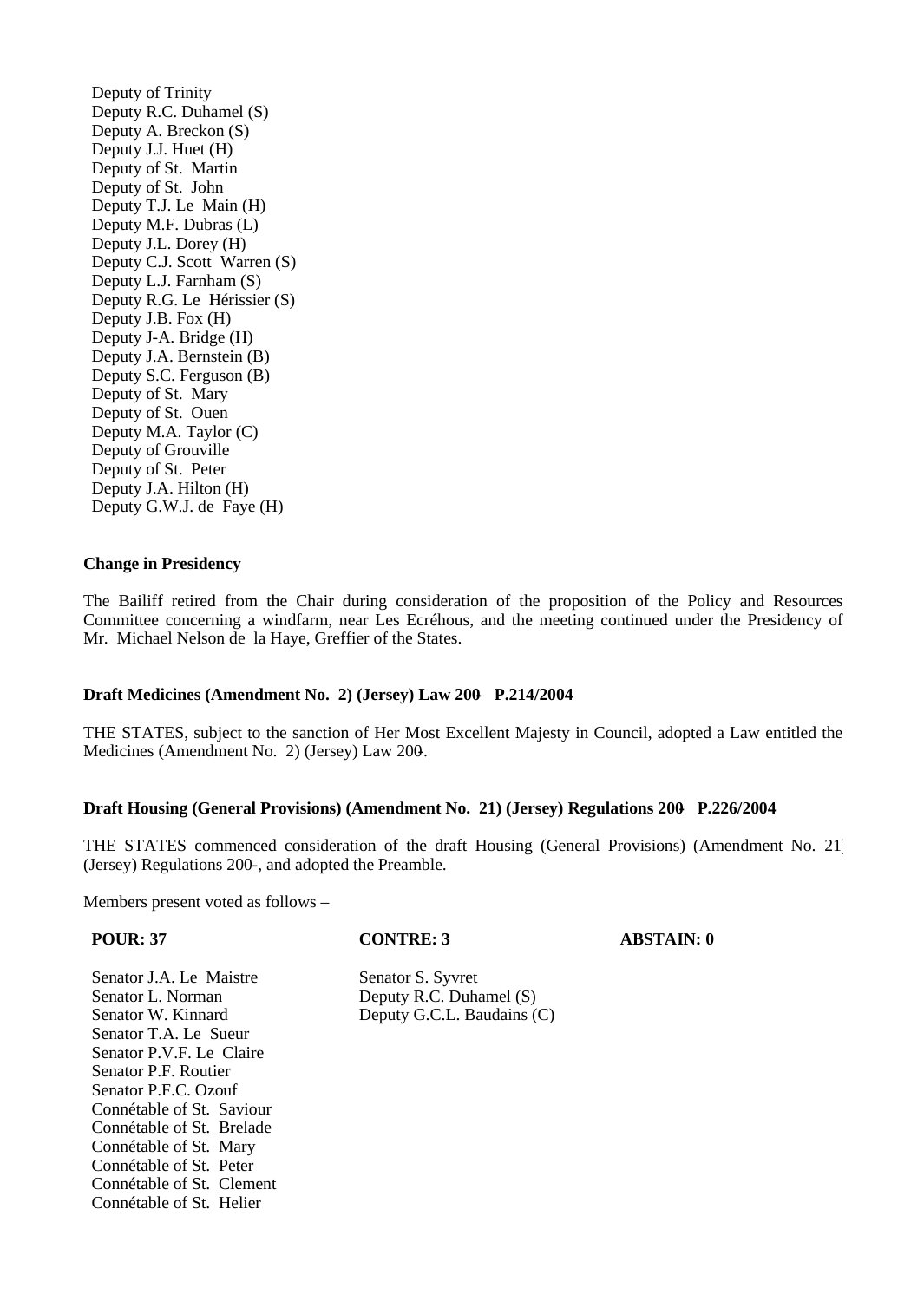Deputy of Trinity
Deputy R.C. Duhamel (S)
Deputy A. Breckon (S)
Deputy J.J. Huet (H)
Deputy of St. Martin
Deputy of St. John
Deputy T.J. Le Main (H)
Deputy M.F. Dubras (L)
Deputy J.L. Dorey (H)
Deputy C.J. Scott Warren (S)
Deputy L.J. Farnham (S)
Deputy R.G. Le Hérissier (S)
Deputy J.B. Fox (H)
Deputy J-A. Bridge (H)
Deputy J.A. Bernstein (B)
Deputy S.C. Ferguson (B)
Deputy of St. Mary
Deputy of St. Ouen
Deputy M.A. Taylor (C)
Deputy of Grouville
Deputy of St. Peter
Deputy J.A. Hilton (H)
Deputy G.W.J. de Faye (H)

**Change in Presidency**

The Bailiff retired from the Chair during consideration of the proposition of the Policy and Resources Committee concerning a windfarm, near Les Ecréhous, and the meeting continued under the Presidency of Mr. Michael Nelson de la Haye, Greffier of the States.

**Draft Medicines (Amendment No. 2) (Jersey) Law 200- P.214/2004**

THE STATES, subject to the sanction of Her Most Excellent Majesty in Council, adopted a Law entitled the Medicines (Amendment No. 2) (Jersey) Law 200-.

**Draft Housing (General Provisions) (Amendment No. 21) (Jersey) Regulations 200- P.226/2004**

THE STATES commenced consideration of the draft Housing (General Provisions) (Amendment No. 21) (Jersey) Regulations 200-, and adopted the Preamble.

Members present voted as follows –

| POUR: 37 | CONTRE: 3 | ABSTAIN: 0 |
|---|---|---|
| Senator J.A. Le Maistre | Senator S. Syvret | |
| Senator L. Norman | Deputy R.C. Duhamel (S) | |
| Senator W. Kinnard | Deputy G.C.L. Baudains (C) | |
| Senator T.A. Le Sueur | | |
| Senator P.V.F. Le Claire | | |
| Senator P.F. Routier | | |
| Senator P.F.C. Ozouf | | |
| Connétable of St. Saviour | | |
| Connétable of St. Brelade | | |
| Connétable of St. Mary | | |
| Connétable of St. Peter | | |
| Connétable of St. Clement | | |
| Connétable of St. Helier | | |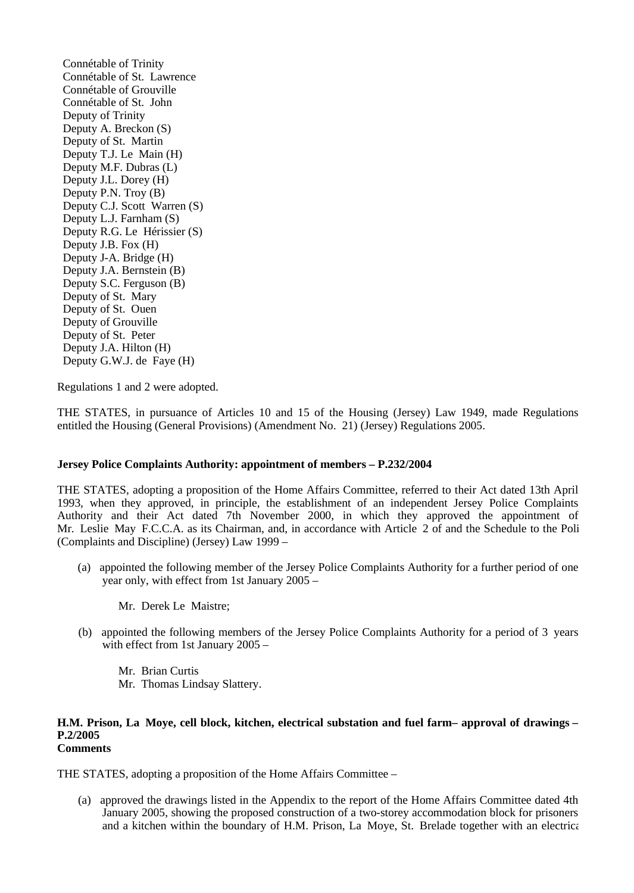Connétable of Trinity
Connétable of St. Lawrence
Connétable of Grouville
Connétable of St. John
Deputy of Trinity
Deputy A. Breckon (S)
Deputy of St. Martin
Deputy T.J. Le Main (H)
Deputy M.F. Dubras (L)
Deputy J.L. Dorey (H)
Deputy P.N. Troy (B)
Deputy C.J. Scott Warren (S)
Deputy L.J. Farnham (S)
Deputy R.G. Le Hérissier (S)
Deputy J.B. Fox (H)
Deputy J-A. Bridge (H)
Deputy J.A. Bernstein (B)
Deputy S.C. Ferguson (B)
Deputy of St. Mary
Deputy of St. Ouen
Deputy of Grouville
Deputy of St. Peter
Deputy J.A. Hilton (H)
Deputy G.W.J. de Faye (H)

Regulations 1 and 2 were adopted.

THE STATES, in pursuance of Articles 10 and 15 of the Housing (Jersey) Law 1949, made Regulations entitled the Housing (General Provisions) (Amendment No. 21) (Jersey) Regulations 2005.

**Jersey Police Complaints Authority: appointment of members – P.232/2004**

THE STATES, adopting a proposition of the Home Affairs Committee, referred to their Act dated 13th April 1993, when they approved, in principle, the establishment of an independent Jersey Police Complaints Authority and their Act dated 7th November 2000, in which they approved the appointment of Mr. Leslie May F.C.C.A. as its Chairman, and, in accordance with Article 2 of and the Schedule to the Poli (Complaints and Discipline) (Jersey) Law 1999 –

(a) appointed the following member of the Jersey Police Complaints Authority for a further period of one year only, with effect from 1st January 2005 –

Mr. Derek Le Maistre;

(b) appointed the following members of the Jersey Police Complaints Authority for a period of 3 years with effect from 1st January 2005 –

Mr. Brian Curtis
Mr. Thomas Lindsay Slattery.

**H.M. Prison, La Moye, cell block, kitchen, electrical substation and fuel farm– approval of drawings – P.2/2005**
**Comments**

THE STATES, adopting a proposition of the Home Affairs Committee –

(a) approved the drawings listed in the Appendix to the report of the Home Affairs Committee dated 4th January 2005, showing the proposed construction of a two-storey accommodation block for prisoners and a kitchen within the boundary of H.M. Prison, La Moye, St. Brelade together with an electrica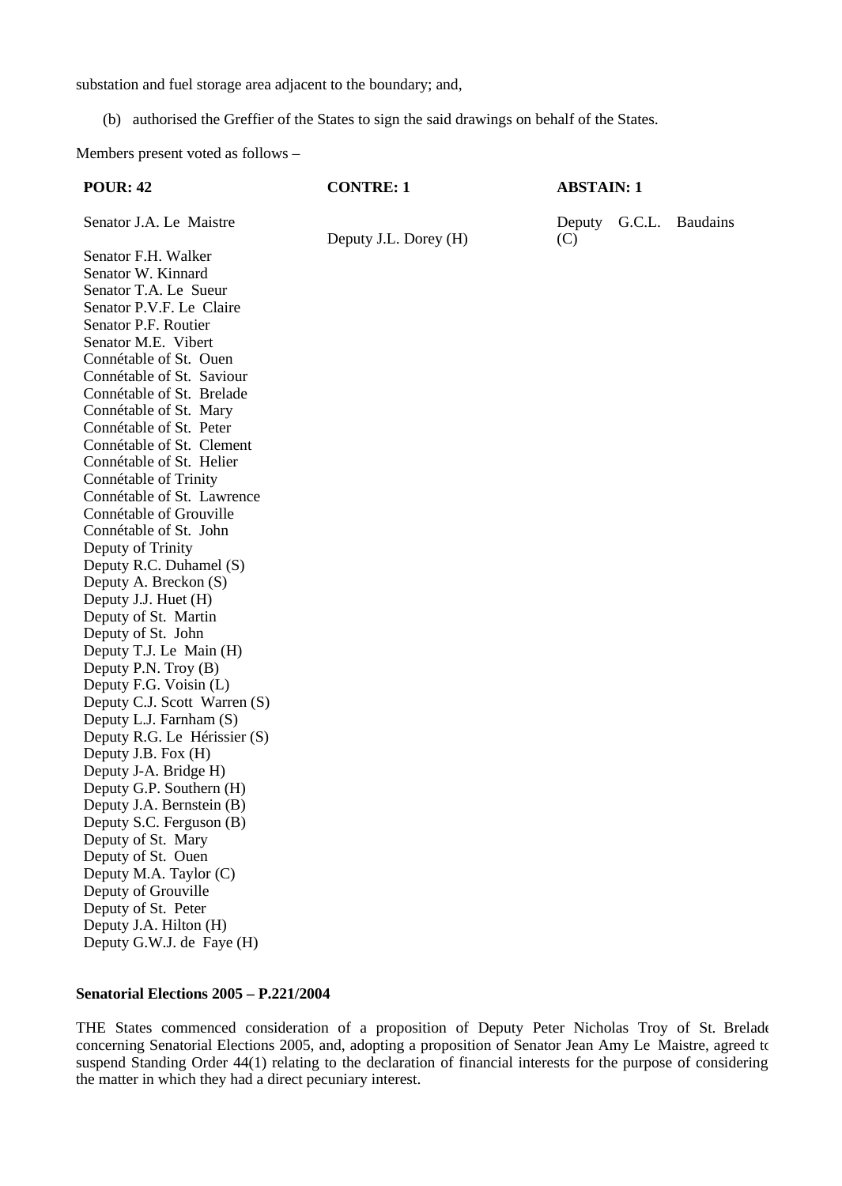substation and fuel storage area adjacent to the boundary; and,

(b) authorised the Greffier of the States to sign the said drawings on behalf of the States.

Members present voted as follows –

| POUR: 42 | CONTRE: 1 | ABSTAIN: 1 |
|---|---|---|
| Senator J.A. Le Maistre | Deputy J.L. Dorey (H) | Deputy G.C.L. Baudains (C) |
| Senator F.H. Walker | | |
| Senator W. Kinnard | | |
| Senator T.A. Le Sueur | | |
| Senator P.V.F. Le Claire | | |
| Senator P.F. Routier | | |
| Senator M.E. Vibert | | |
| Connétable of St. Ouen | | |
| Connétable of St. Saviour | | |
| Connétable of St. Brelade | | |
| Connétable of St. Mary | | |
| Connétable of St. Peter | | |
| Connétable of St. Clement | | |
| Connétable of St. Helier | | |
| Connétable of Trinity | | |
| Connétable of St. Lawrence | | |
| Connétable of Grouville | | |
| Connétable of St. John | | |
| Deputy of Trinity | | |
| Deputy R.C. Duhamel (S) | | |
| Deputy A. Breckon (S) | | |
| Deputy J.J. Huet (H) | | |
| Deputy of St. Martin | | |
| Deputy of St. John | | |
| Deputy T.J. Le Main (H) | | |
| Deputy P.N. Troy (B) | | |
| Deputy F.G. Voisin (L) | | |
| Deputy C.J. Scott Warren (S) | | |
| Deputy L.J. Farnham (S) | | |
| Deputy R.G. Le Hérissier (S) | | |
| Deputy J.B. Fox (H) | | |
| Deputy J-A. Bridge H) | | |
| Deputy G.P. Southern (H) | | |
| Deputy J.A. Bernstein (B) | | |
| Deputy S.C. Ferguson (B) | | |
| Deputy of St. Mary | | |
| Deputy of St. Ouen | | |
| Deputy M.A. Taylor (C) | | |
| Deputy of Grouville | | |
| Deputy of St. Peter | | |
| Deputy J.A. Hilton (H) | | |
| Deputy G.W.J. de Faye (H) | | |

**Senatorial Elections 2005 – P.221/2004**

THE States commenced consideration of a proposition of Deputy Peter Nicholas Troy of St. Brelade concerning Senatorial Elections 2005, and, adopting a proposition of Senator Jean Amy Le Maistre, agreed to suspend Standing Order 44(1) relating to the declaration of financial interests for the purpose of considering the matter in which they had a direct pecuniary interest.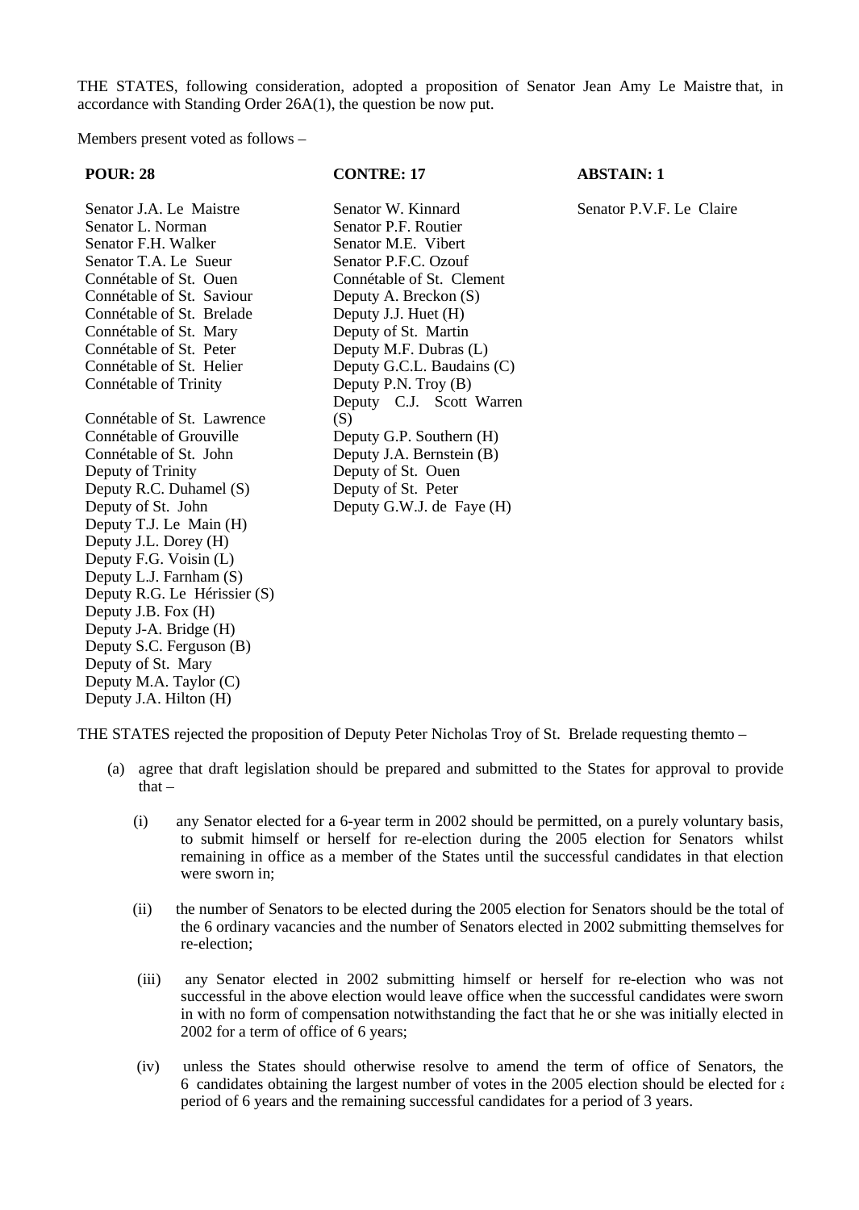THE STATES, following consideration, adopted a proposition of Senator Jean Amy Le Maistre that, in accordance with Standing Order 26A(1), the question be now put.

Members present voted as follows –

| POUR: 28 | CONTRE: 17 | ABSTAIN: 1 |
|---|---|---|
| Senator J.A. Le Maistre | Senator W. Kinnard | Senator P.V.F. Le Claire |
| Senator L. Norman | Senator P.F. Routier | |
| Senator F.H. Walker | Senator M.E. Vibert | |
| Senator T.A. Le Sueur | Senator P.F.C. Ozouf | |
| Connétable of St. Ouen | Connétable of St. Clement | |
| Connétable of St. Saviour | Deputy A. Breckon (S) | |
| Connétable of St. Brelade | Deputy J.J. Huet (H) | |
| Connétable of St. Mary | Deputy of St. Martin | |
| Connétable of St. Peter | Deputy M.F. Dubras (L) | |
| Connétable of St. Helier | Deputy G.C.L. Baudains (C) | |
| Connétable of Trinity | Deputy P.N. Troy (B) | |
| Connétable of St. Lawrence | Deputy C.J. Scott Warren (S) | |
| Connétable of Grouville | Deputy G.P. Southern (H) | |
| Connétable of St. John | Deputy J.A. Bernstein (B) | |
| Deputy of Trinity | Deputy of St. Ouen | |
| Deputy R.C. Duhamel (S) | Deputy of St. Peter | |
| Deputy of St. John | Deputy G.W.J. de Faye (H) | |
| Deputy T.J. Le Main (H) | | |
| Deputy J.L. Dorey (H) | | |
| Deputy F.G. Voisin (L) | | |
| Deputy L.J. Farnham (S) | | |
| Deputy R.G. Le Hérissier (S) | | |
| Deputy J.B. Fox (H) | | |
| Deputy J-A. Bridge (H) | | |
| Deputy S.C. Ferguson (B) | | |
| Deputy of St. Mary | | |
| Deputy M.A. Taylor (C) | | |
| Deputy J.A. Hilton (H) | | |

THE STATES rejected the proposition of Deputy Peter Nicholas Troy of St. Brelade requesting themto –

(a) agree that draft legislation should be prepared and submitted to the States for approval to provide that –

   (i) any Senator elected for a 6-year term in 2002 should be permitted, on a purely voluntary basis, to submit himself or herself for re-election during the 2005 election for Senators whilst remaining in office as a member of the States until the successful candidates in that election were sworn in;

   (ii) the number of Senators to be elected during the 2005 election for Senators should be the total of the 6 ordinary vacancies and the number of Senators elected in 2002 submitting themselves for re-election;

   (iii) any Senator elected in 2002 submitting himself or herself for re-election who was not successful in the above election would leave office when the successful candidates were sworn in with no form of compensation notwithstanding the fact that he or she was initially elected in 2002 for a term of office of 6 years;

   (iv) unless the States should otherwise resolve to amend the term of office of Senators, the 6 candidates obtaining the largest number of votes in the 2005 election should be elected for a period of 6 years and the remaining successful candidates for a period of 3 years.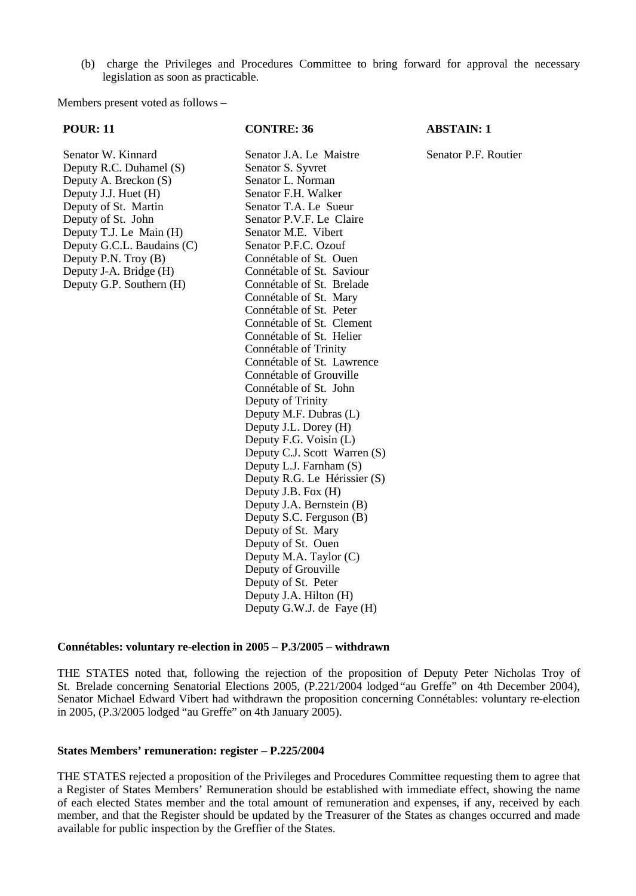(b) charge the Privileges and Procedures Committee to bring forward for approval the necessary legislation as soon as practicable.

Members present voted as follows –

| POUR: 11 | CONTRE: 36 | ABSTAIN: 1 |
|---|---|---|
| Senator W. Kinnard | Senator J.A. Le Maistre | Senator P.F. Routier |
| Deputy R.C. Duhamel (S) | Senator S. Syvret | |
| Deputy A. Breckon (S) | Senator L. Norman | |
| Deputy J.J. Huet (H) | Senator F.H. Walker | |
| Deputy of St. Martin | Senator T.A. Le Sueur | |
| Deputy of St. John | Senator P.V.F. Le Claire | |
| Deputy T.J. Le Main (H) | Senator M.E. Vibert | |
| Deputy G.C.L. Baudains (C) | Senator P.F.C. Ozouf | |
| Deputy P.N. Troy (B) | Connétable of St. Ouen | |
| Deputy J-A. Bridge (H) | Connétable of St. Saviour | |
| Deputy G.P. Southern (H) | Connétable of St. Brelade | |
| | Connétable of St. Mary | |
| | Connétable of St. Peter | |
| | Connétable of St. Clement | |
| | Connétable of St. Helier | |
| | Connétable of Trinity | |
| | Connétable of St. Lawrence | |
| | Connétable of Grouville | |
| | Connétable of St. John | |
| | Deputy of Trinity | |
| | Deputy M.F. Dubras (L) | |
| | Deputy J.L. Dorey (H) | |
| | Deputy F.G. Voisin (L) | |
| | Deputy C.J. Scott Warren (S) | |
| | Deputy L.J. Farnham (S) | |
| | Deputy R.G. Le Hérissier (S) | |
| | Deputy J.B. Fox (H) | |
| | Deputy J.A. Bernstein (B) | |
| | Deputy S.C. Ferguson (B) | |
| | Deputy of St. Mary | |
| | Deputy of St. Ouen | |
| | Deputy M.A. Taylor (C) | |
| | Deputy of Grouville | |
| | Deputy of St. Peter | |
| | Deputy J.A. Hilton (H) | |
| | Deputy G.W.J. de Faye (H) | |

**Connétables: voluntary re-election in 2005 – P.3/2005 – withdrawn**

THE STATES noted that, following the rejection of the proposition of Deputy Peter Nicholas Troy of St. Brelade concerning Senatorial Elections 2005, (P.221/2004 lodged "au Greffe" on 4th December 2004), Senator Michael Edward Vibert had withdrawn the proposition concerning Connétables: voluntary re-election in 2005, (P.3/2005 lodged "au Greffe" on 4th January 2005).

**States Members' remuneration: register – P.225/2004**

THE STATES rejected a proposition of the Privileges and Procedures Committee requesting them to agree that a Register of States Members' Remuneration should be established with immediate effect, showing the name of each elected States member and the total amount of remuneration and expenses, if any, received by each member, and that the Register should be updated by the Treasurer of the States as changes occurred and made available for public inspection by the Greffier of the States.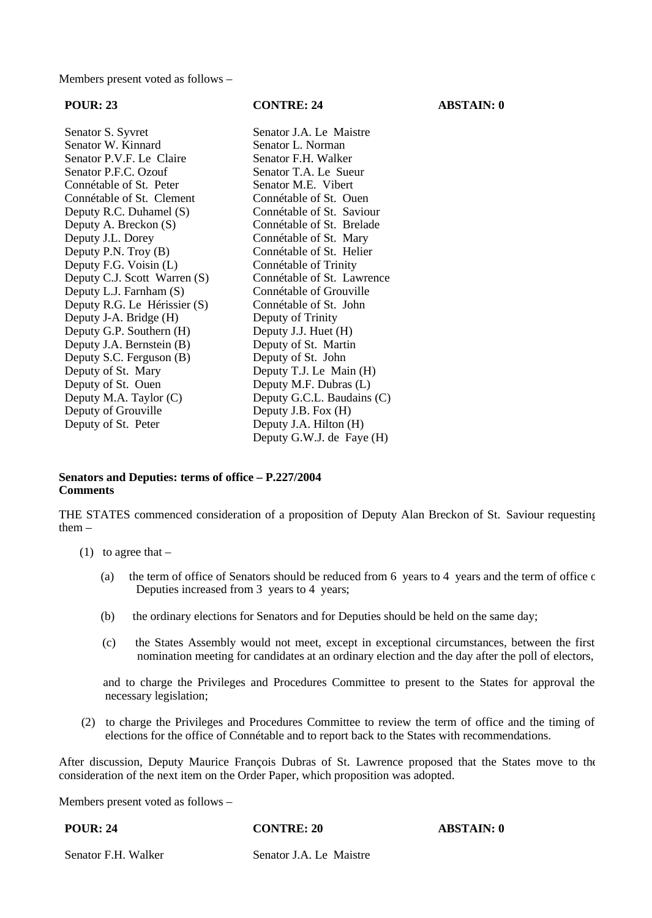Members present voted as follows –

| POUR: 23 | CONTRE: 24 | ABSTAIN: 0 |
|---|---|---|
| Senator S. Syvret | Senator J.A. Le Maistre | |
| Senator W. Kinnard | Senator L. Norman | |
| Senator P.V.F. Le Claire | Senator F.H. Walker | |
| Senator P.F.C. Ozouf | Senator T.A. Le Sueur | |
| Connétable of St. Peter | Senator M.E. Vibert | |
| Connétable of St. Clement | Connétable of St. Ouen | |
| Deputy R.C. Duhamel (S) | Connétable of St. Saviour | |
| Deputy A. Breckon (S) | Connétable of St. Brelade | |
| Deputy J.L. Dorey | Connétable of St. Mary | |
| Deputy P.N. Troy (B) | Connétable of St. Helier | |
| Deputy F.G. Voisin (L) | Connétable of Trinity | |
| Deputy C.J. Scott Warren (S) | Connétable of St. Lawrence | |
| Deputy L.J. Farnham (S) | Connétable of Grouville | |
| Deputy R.G. Le Hérissier (S) | Connétable of St. John | |
| Deputy J-A. Bridge (H) | Deputy of Trinity | |
| Deputy G.P. Southern (H) | Deputy J.J. Huet (H) | |
| Deputy J.A. Bernstein (B) | Deputy of St. Martin | |
| Deputy S.C. Ferguson (B) | Deputy of St. John | |
| Deputy of St. Mary | Deputy T.J. Le Main (H) | |
| Deputy of St. Ouen | Deputy M.F. Dubras (L) | |
| Deputy M.A. Taylor (C) | Deputy G.C.L. Baudains (C) | |
| Deputy of Grouville | Deputy J.B. Fox (H) | |
| Deputy of St. Peter | Deputy J.A. Hilton (H) | |
| | Deputy G.W.J. de Faye (H) | |

**Senators and Deputies: terms of office – P.227/2004**
**Comments**

THE STATES commenced consideration of a proposition of Deputy Alan Breckon of St. Saviour requesting them –

(1) to agree that –

(a) the term of office of Senators should be reduced from 6 years to 4 years and the term of office of Deputies increased from 3 years to 4 years;

(b) the ordinary elections for Senators and for Deputies should be held on the same day;

(c) the States Assembly would not meet, except in exceptional circumstances, between the first nomination meeting for candidates at an ordinary election and the day after the poll of electors,

and to charge the Privileges and Procedures Committee to present to the States for approval the necessary legislation;

(2) to charge the Privileges and Procedures Committee to review the term of office and the timing of elections for the office of Connétable and to report back to the States with recommendations.

After discussion, Deputy Maurice François Dubras of St. Lawrence proposed that the States move to the consideration of the next item on the Order Paper, which proposition was adopted.

Members present voted as follows –

| POUR: 24 | CONTRE: 20 | ABSTAIN: 0 |
|---|---|---|
| Senator F.H. Walker | Senator J.A. Le Maistre | |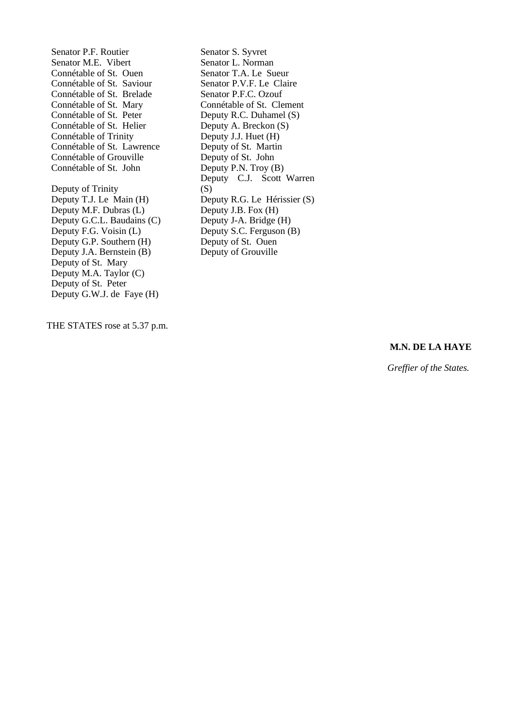Senator P.F. Routier
Senator M.E. Vibert
Connétable of St. Ouen
Connétable of St. Saviour
Connétable of St. Brelade
Connétable of St. Mary
Connétable of St. Peter
Connétable of St. Helier
Connétable of Trinity
Connétable of St. Lawrence
Connétable of Grouville
Connétable of St. John

Deputy of Trinity
Deputy T.J. Le Main (H)
Deputy M.F. Dubras (L)
Deputy G.C.L. Baudains (C)
Deputy F.G. Voisin (L)
Deputy G.P. Southern (H)
Deputy J.A. Bernstein (B)
Deputy of St. Mary
Deputy M.A. Taylor (C)
Deputy of St. Peter
Deputy G.W.J. de Faye (H)

Senator S. Syvret
Senator L. Norman
Senator T.A. Le Sueur
Senator P.V.F. Le Claire
Senator P.F.C. Ozouf
Connétable of St. Clement
Deputy R.C. Duhamel (S)
Deputy A. Breckon (S)
Deputy J.J. Huet (H)
Deputy of St. Martin
Deputy of St. John
Deputy P.N. Troy (B)
Deputy C.J. Scott Warren (S)
Deputy R.G. Le Hérissier (S)
Deputy J.B. Fox (H)
Deputy J-A. Bridge (H)
Deputy S.C. Ferguson (B)
Deputy of St. Ouen
Deputy of Grouville

THE STATES rose at 5.37 p.m.

**M.N. DE LA HAYE**

*Greffier of the States.*